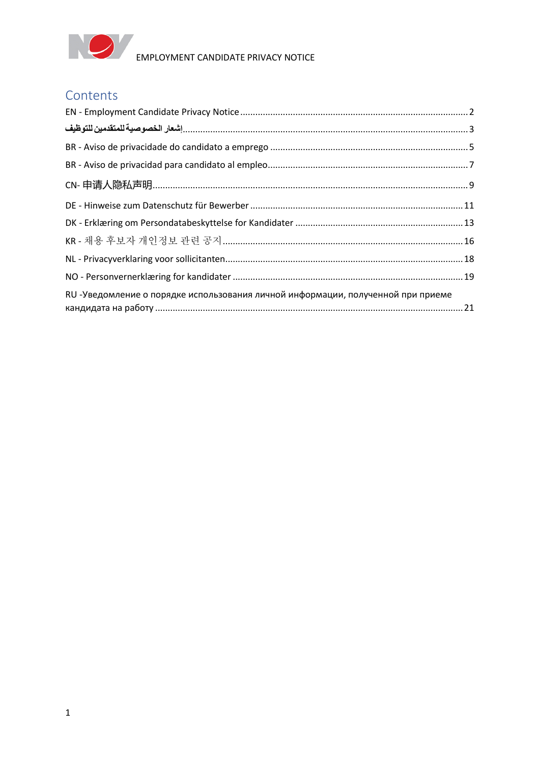EMPLOYMENT CANDIDATE PRIVACY NOTICE

# Contents

EN - Employment Candidate Privacy Notice .......... 2

إشعار الخصوصية للمتقدمين للتوظيف .......... 3

BR - Aviso de privacidade do candidato a emprego .......... 5

BR - Aviso de privacidad para candidato al empleo .......... 7

CN- 申请人隐私声明 .......... 9

DE - Hinweise zum Datenschutz für Bewerber .......... 11

DK - Erklæring om Persondatabeskyttelse for Kandidater .......... 13

KR - 채용 후보자 개인정보 관련 공지 .......... 16

NL - Privacyverklaring voor sollicitanten .......... 18

NO - Personvernerklæring for kandidater .......... 19

RU -Уведомление о порядке использования личной информации, полученной при приеме кандидата на работу .......... 21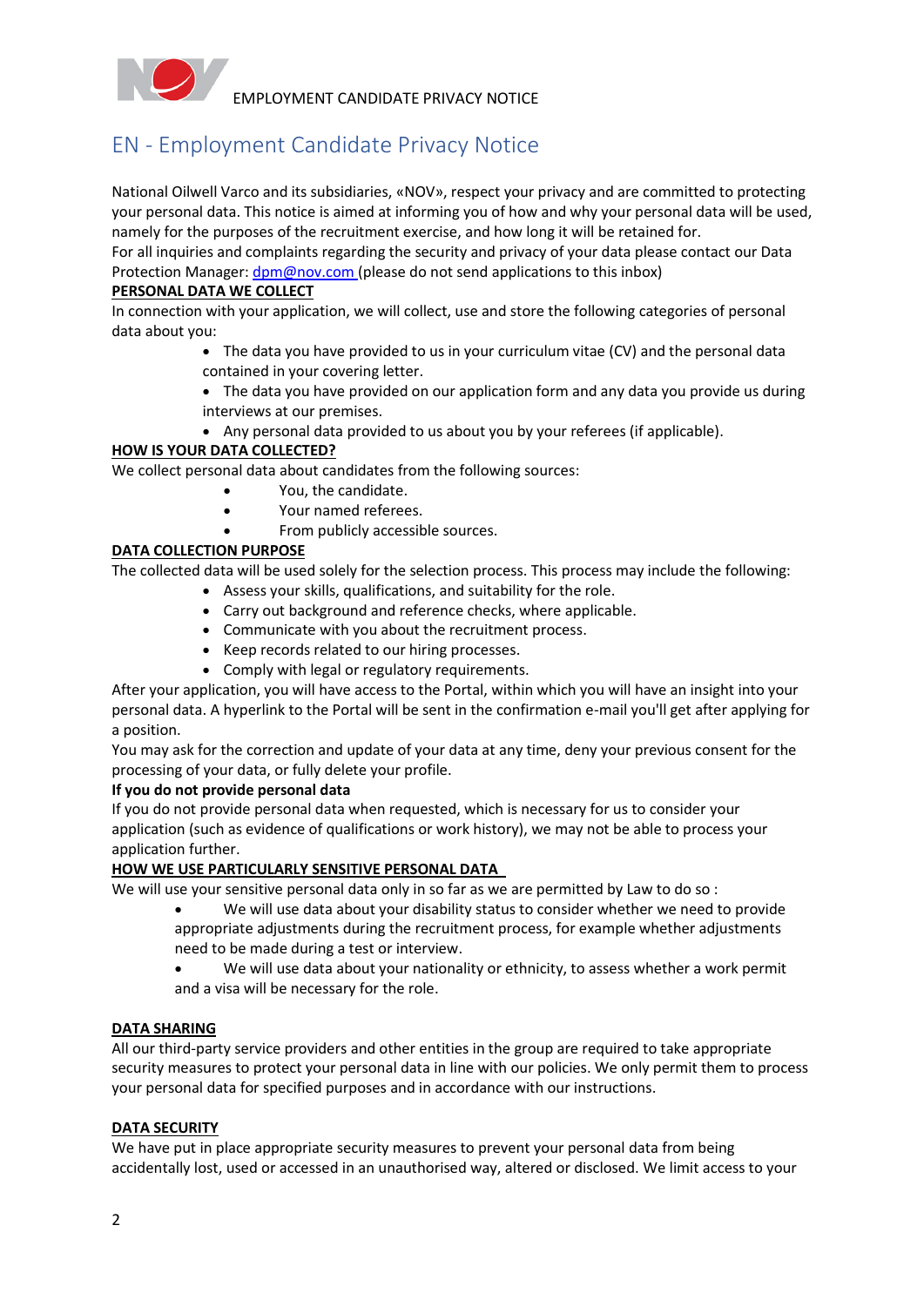# EN - Employment Candidate Privacy Notice

National Oilwell Varco and its subsidiaries, «NOV», respect your privacy and are committed to protecting your personal data. This notice is aimed at informing you of how and why your personal data will be used, namely for the purposes of the recruitment exercise, and how long it will be retained for.

For all inquiries and complaints regarding the security and privacy of your data please contact our Data Protection Manager: dpm@nov.com (please do not send applications to this inbox)

**PERSONAL DATA WE COLLECT**

In connection with your application, we will collect, use and store the following categories of personal data about you:

- The data you have provided to us in your curriculum vitae (CV) and the personal data contained in your covering letter.
- The data you have provided on our application form and any data you provide us during interviews at our premises.
- Any personal data provided to us about you by your referees (if applicable).

**HOW IS YOUR DATA COLLECTED?**

We collect personal data about candidates from the following sources:

- You, the candidate.
- Your named referees.
- From publicly accessible sources.

**DATA COLLECTION PURPOSE**

The collected data will be used solely for the selection process. This process may include the following:

- Assess your skills, qualifications, and suitability for the role.
- Carry out background and reference checks, where applicable.
- Communicate with you about the recruitment process.
- Keep records related to our hiring processes.
- Comply with legal or regulatory requirements.

After your application, you will have access to the Portal, within which you will have an insight into your personal data. A hyperlink to the Portal will be sent in the confirmation e-mail you'll get after applying for a position.

You may ask for the correction and update of your data at any time, deny your previous consent for the processing of your data, or fully delete your profile.

**If you do not provide personal data**

If you do not provide personal data when requested, which is necessary for us to consider your application (such as evidence of qualifications or work history), we may not be able to process your application further.

**HOW WE USE PARTICULARLY SENSITIVE PERSONAL DATA**

We will use your sensitive personal data only in so far as we are permitted by Law to do so :

- We will use data about your disability status to consider whether we need to provide appropriate adjustments during the recruitment process, for example whether adjustments need to be made during a test or interview.
- We will use data about your nationality or ethnicity, to assess whether a work permit and a visa will be necessary for the role.

**DATA SHARING**

All our third-party service providers and other entities in the group are required to take appropriate security measures to protect your personal data in line with our policies. We only permit them to process your personal data for specified purposes and in accordance with our instructions.

**DATA SECURITY**

We have put in place appropriate security measures to prevent your personal data from being accidentally lost, used or accessed in an unauthorised way, altered or disclosed. We limit access to your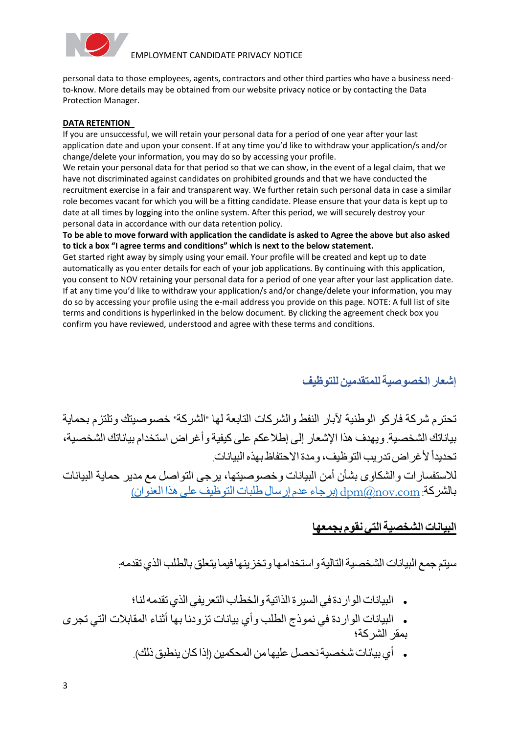personal data to those employees, agents, contractors and other third parties who have a business need-to-know. More details may be obtained from our website privacy notice or by contacting the Data Protection Manager.

**DATA RETENTION**

If you are unsuccessful, we will retain your personal data for a period of one year after your last application date and upon your consent. If at any time you'd like to withdraw your application/s and/or change/delete your information, you may do so by accessing your profile.

We retain your personal data for that period so that we can show, in the event of a legal claim, that we have not discriminated against candidates on prohibited grounds and that we have conducted the recruitment exercise in a fair and transparent way. We further retain such personal data in case a similar role becomes vacant for which you will be a fitting candidate. Please ensure that your data is kept up to date at all times by logging into the online system. After this period, we will securely destroy your personal data in accordance with our data retention policy.

**To be able to move forward with application the candidate is asked to Agree the above but also asked to tick a box "I agree terms and conditions" which is next to the below statement.**

Get started right away by simply using your email. Your profile will be created and kept up to date automatically as you enter details for each of your job applications. By continuing with this application, you consent to NOV retaining your personal data for a period of one year after your last application date. If at any time you'd like to withdraw your application/s and/or change/delete your information, you may do so by accessing your profile using the e-mail address you provide on this page. NOTE: A full list of site terms and conditions is hyperlinked in the below document. By clicking the agreement check box you confirm you have reviewed, understood and agree with these terms and conditions.

## إشعار الخصوصية للمتقدمين للتوظيف

تحترم شركة فاركو الوطنية لآبار النفط والشركات التابعة لها "الشركة" خصوصيتك وتلتزم بحماية بياناتك الشخصية. ويهدف هذا الإشعار إلى إطلاعكم على كيفية وأغراض استخدام بياناتك الشخصية، تحديداً لأغراض تدريب التوظيف، ومدة الاحتفاظ بهذه البيانات.

للاستفسارات والشكاوى بشأن أمن البيانات وخصوصيتها، يرجى التواصل مع مدير حماية البيانات بالشركة: dpm@nov.com (يرجاء عدم إرسال طلبات التوظيف على هذا العنوان)

## البيانات الشخصية التي نقوم بجمعها

سيتم جمع البيانات الشخصية التالية واستخدامها وتخزينها فيما يتعلق بالطلب الذي تقدمه:

- البيانات الواردة في السيرة الذاتية والخطاب التعريفي الذي تقدمه لنا؛
- البيانات الواردة في نموذج الطلب وأي بيانات تزودنا بها أثناء المقابلات التي تجرى بمقر الشركة؛
- أي بيانات شخصية نحصل عليها من المحكمين (إذا كان ينطبق ذلك).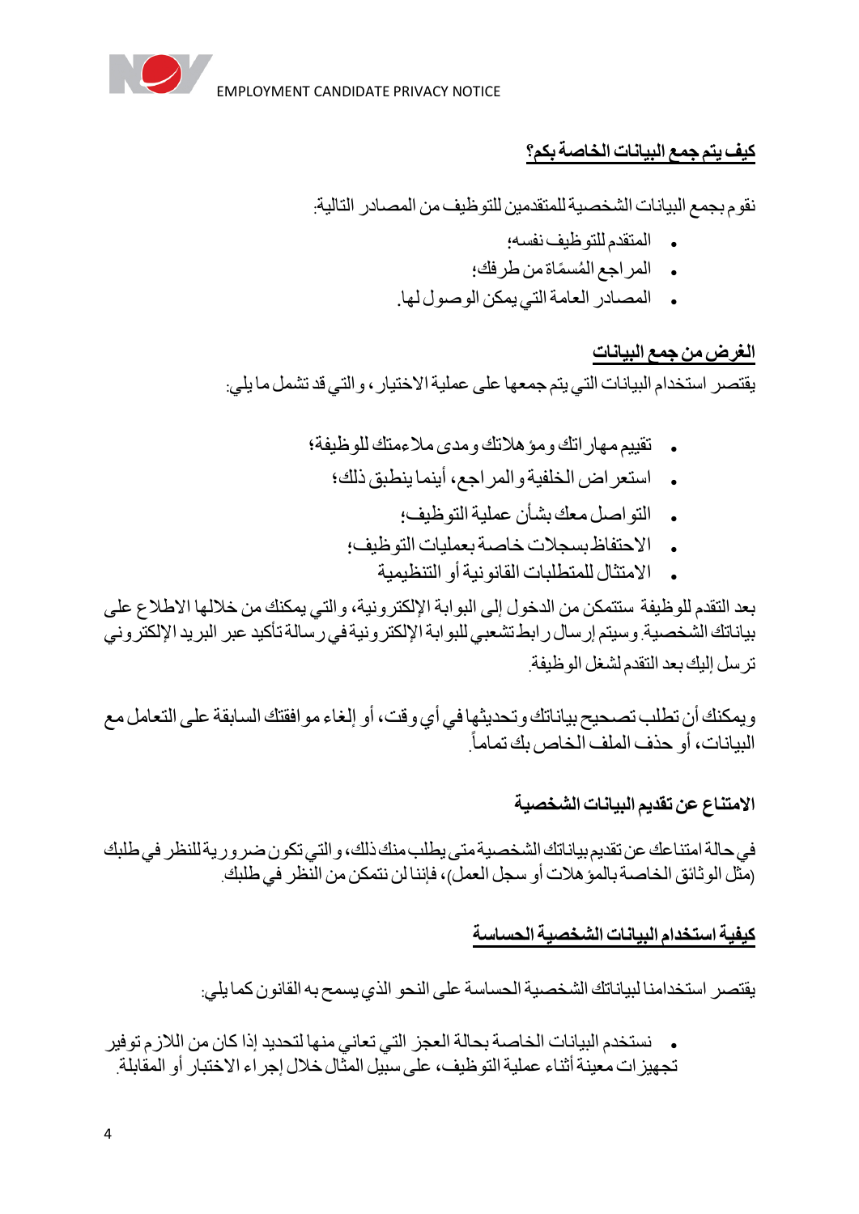## كيف يتم جمع البيانات الخاصة بكم؟

نقوم بجمع البيانات الشخصية للمتقدمين للتوظيف من المصادر التالية:

- المتقدم للتوظيف نفسه؛
- المراجع المُسمَّاة من طرفك؛
- المصادر العامة التي يمكن الوصول لها.

## الغرض من جمع البيانات

يقتصر استخدام البيانات التي يتم جمعها على عملية الاختيار، والتي قد تشمل ما يلي:

- تقييم مهاراتك ومؤهلاتك ومدى ملاءمتك للوظيفة؛
- استعراض الخلفية والمراجع، أينما ينطبق ذلك؛
- التواصل معك بشأن عملية التوظيف؛
- الاحتفاظ بسجلات خاصة بعمليات التوظيف؛
- الامتثال للمتطلبات القانونية أو التنظيمية

بعد التقدم للوظيفة ستتمكن من الدخول إلى البوابة الإلكترونية، والتي يمكنك من خلالها الاطلاع على بياناتك الشخصية. وسيتم إرسال رابط تشعبي للبوابة الإلكترونية في رسالة تأكيد عبر البريد الإلكتروني ترسل إليك بعد التقدم لشغل الوظيفة.

ويمكنك أن تطلب تصحيح بياناتك وتحديثها في أي وقت، أو إلغاء موافقتك السابقة على التعامل مع البيانات، أو حذف الملف الخاص بك تماماً.

## الامتناع عن تقديم البيانات الشخصية

في حالة امتناعك عن تقديم بياناتك الشخصية متى يطلب منك ذلك، والتي تكون ضرورية للنظر في طلبك (مثل الوثائق الخاصة بالمؤهلات أو سجل العمل)، فإننا لن نتمكن من النظر في طلبك.

## كيفية استخدام البيانات الشخصية الحساسة

يقتصر استخدامنا لبياناتك الشخصية الحساسة على النحو الذي يسمح به القانون كما يلي:

- نستخدم البيانات الخاصة بحالة العجز التي تعاني منها لتحديد إذا كان من اللازم توفير تجهيزات معينة أثناء عملية التوظيف، على سبيل المثال خلال إجراء الاختبار أو المقابلة.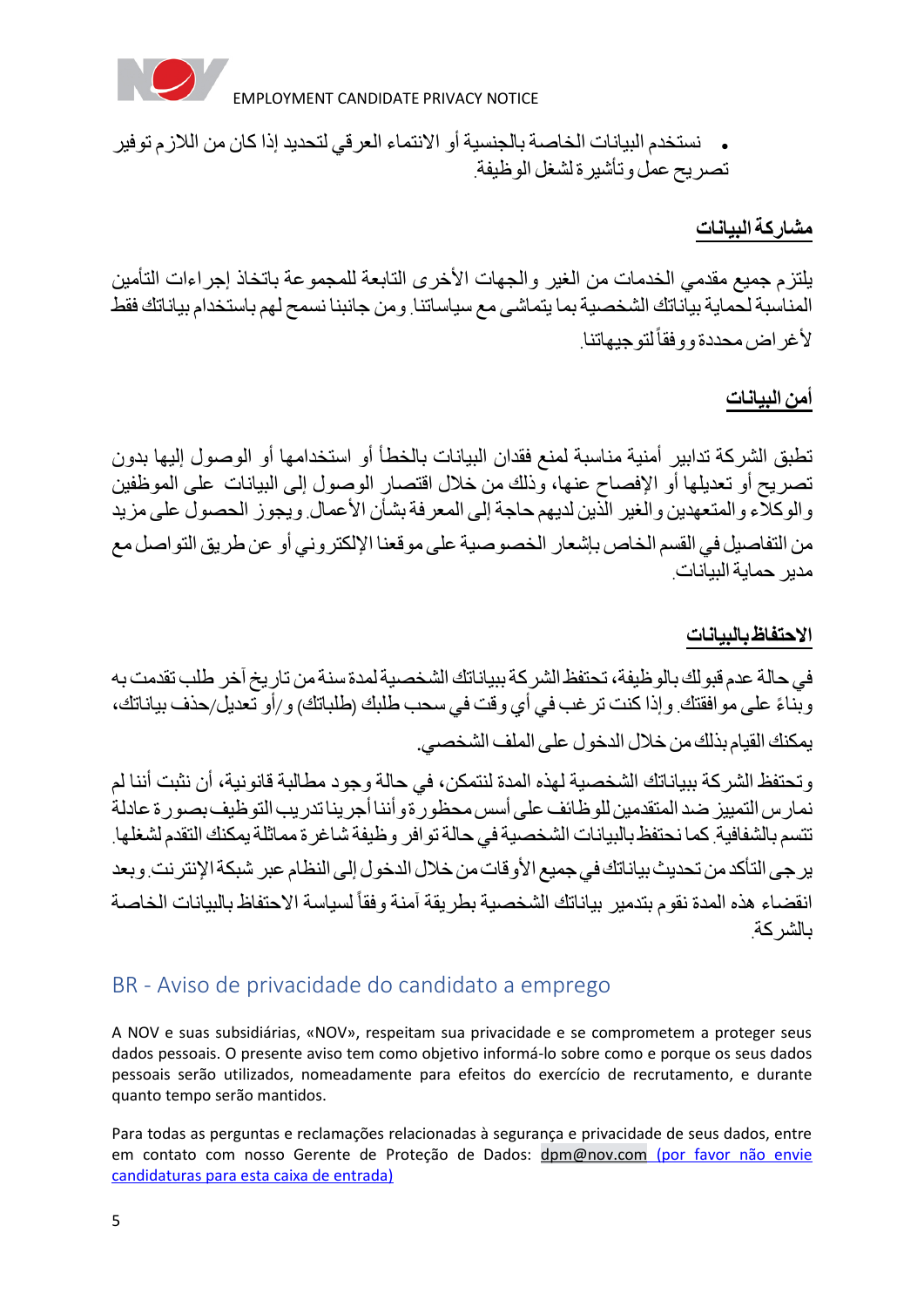- نستخدم البيانات الخاصة بالجنسية أو الانتماء العرقي لتحديد إذا كان من اللازم توفير تصريح عمل وتأشيرة لشغل الوظيفة.

## مشاركة البيانات

يلتزم جميع مقدمي الخدمات من الغير والجهات الأخرى التابعة للمجموعة باتخاذ إجراءات التأمين المناسبة لحماية بياناتك الشخصية بما يتماشى مع سياساتنا. ومن جانبنا نسمح لهم باستخدام بياناتك فقط لأغراض محددة ووفقاً لتوجيهاتنا.

## أمن البيانات

تطبق الشركة تدابير أمنية مناسبة لمنع فقدان البيانات بالخطأ أو استخدامها أو الوصول إليها بدون تصريح أو تعديلها أو الإفصاح عنها، وذلك من خلال اقتصار الوصول إلى البيانات على الموظفين والوكلاء والمتعهدين والغير الذين لديهم حاجة إلى المعرفة بشأن الأعمال. ويجوز الحصول على مزيد من التفاصيل في القسم الخاص بإشعار الخصوصية على موقعنا الإلكتروني أو عن طريق التواصل مع مدير حماية البيانات.

## الاحتفاظ بالبيانات

في حالة عدم قبولك بالوظيفة، تحتفظ الشركة ببياناتك الشخصية لمدة سنة من تاريخ آخر طلب تقدمت به وبناءً على موافقتك. وإذا كنت ترغب في أي وقت في سحب طلبك (طلباتك) و/أو تعديل/حذف بياناتك، يمكنك القيام بذلك من خلال الدخول على الملف الشخصي.

وتحتفظ الشركة ببياناتك الشخصية لهذه المدة لنتمكن، في حالة وجود مطالبة قانونية، أن نثبت أننا لم نمارس التمييز ضد المتقدمين للوظائف على أسس محظورة وأننا أجرينا تدريب التوظيف بصورة عادلة تتسم بالشفافية. كما نحتفظ بالبيانات الشخصية في حالة توافر وظيفة شاغرة مماثلة يمكنك التقدم لشغلها. يرجى التأكد من تحديث بياناتك في جميع الأوقات من خلال الدخول إلى النظام عبر شبكة الإنترنت. وبعد انقضاء هذه المدة نقوم بتدمير بياناتك الشخصية بطريقة آمنة وفقاً لسياسة الاحتفاظ بالبيانات الخاصة بالشركة.

# BR - Aviso de privacidade do candidato a emprego

A NOV e suas subsidiárias, «NOV», respeitam sua privacidade e se comprometem a proteger seus dados pessoais. O presente aviso tem como objetivo informá-lo sobre como e porque os seus dados pessoais serão utilizados, nomeadamente para efeitos do exercício de recrutamento, e durante quanto tempo serão mantidos.

Para todas as perguntas e reclamações relacionadas à segurança e privacidade de seus dados, entre em contato com nosso Gerente de Proteção de Dados: dpm@nov.com (por favor não envie candidaturas para esta caixa de entrada)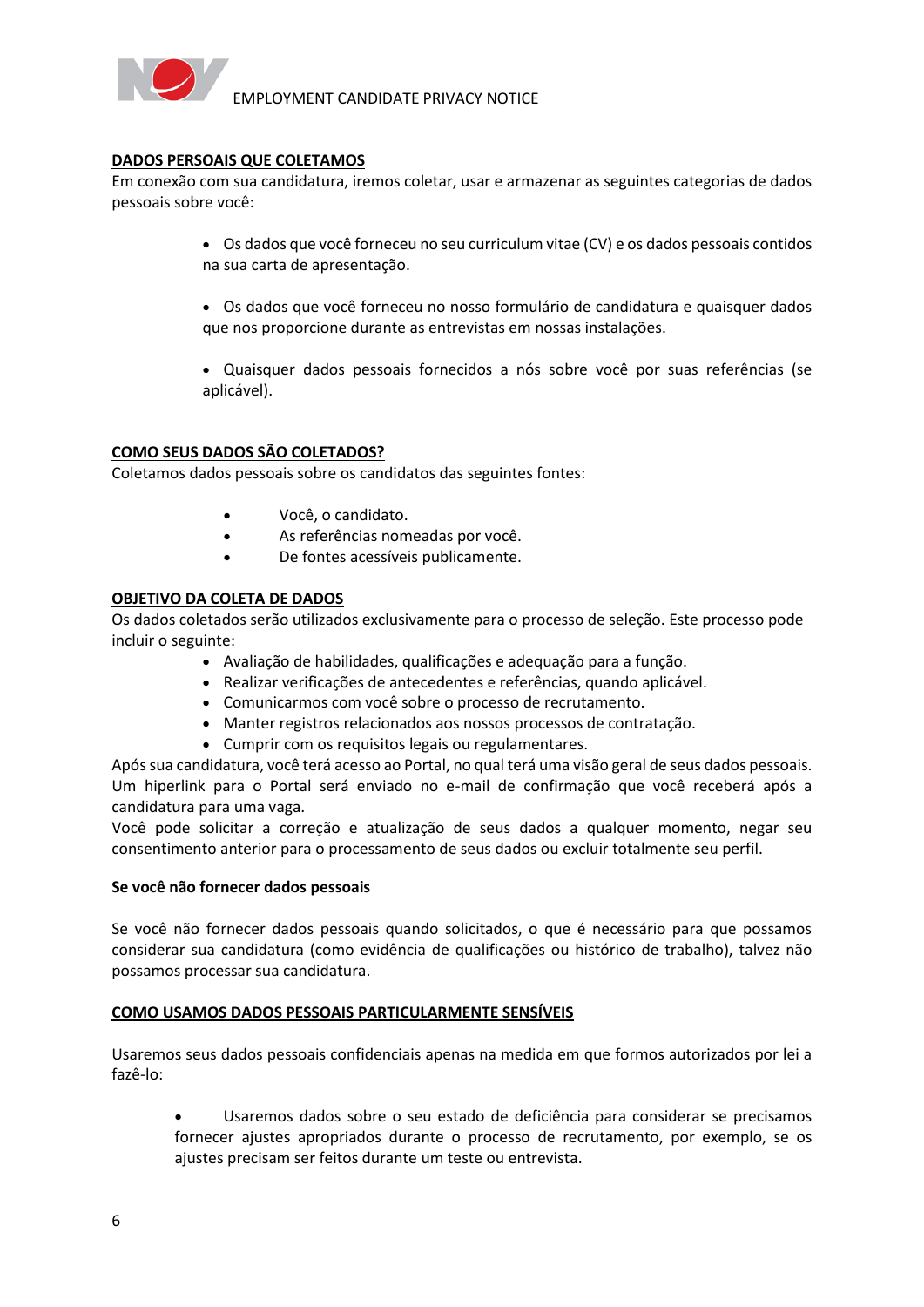## DADOS PERSOAIS QUE COLETAMOS

Em conexão com sua candidatura, iremos coletar, usar e armazenar as seguintes categorias de dados pessoais sobre você:

- Os dados que você forneceu no seu curriculum vitae (CV) e os dados pessoais contidos na sua carta de apresentação.
- Os dados que você forneceu no nosso formulário de candidatura e quaisquer dados que nos proporcione durante as entrevistas em nossas instalações.
- Quaisquer dados pessoais fornecidos a nós sobre você por suas referências (se aplicável).

## COMO SEUS DADOS SÃO COLETADOS?

Coletamos dados pessoais sobre os candidatos das seguintes fontes:

- Você, o candidato.
- As referências nomeadas por você.
- De fontes acessíveis publicamente.

## OBJETIVO DA COLETA DE DADOS

Os dados coletados serão utilizados exclusivamente para o processo de seleção. Este processo pode incluir o seguinte:

- Avaliação de habilidades, qualificações e adequação para a função.
- Realizar verificações de antecedentes e referências, quando aplicável.
- Comunicarmos com você sobre o processo de recrutamento.
- Manter registros relacionados aos nossos processos de contratação.
- Cumprir com os requisitos legais ou regulamentares.

Após sua candidatura, você terá acesso ao Portal, no qual terá uma visão geral de seus dados pessoais. Um hiperlink para o Portal será enviado no e-mail de confirmação que você receberá após a candidatura para uma vaga.

Você pode solicitar a correção e atualização de seus dados a qualquer momento, negar seu consentimento anterior para o processamento de seus dados ou excluir totalmente seu perfil.

### Se você não fornecer dados pessoais

Se você não fornecer dados pessoais quando solicitados, o que é necessário para que possamos considerar sua candidatura (como evidência de qualificações ou histórico de trabalho), talvez não possamos processar sua candidatura.

## COMO USAMOS DADOS PESSOAIS PARTICULARMENTE SENSÍVEIS

Usaremos seus dados pessoais confidenciais apenas na medida em que formos autorizados por lei a fazê-lo:

- Usaremos dados sobre o seu estado de deficiência para considerar se precisamos fornecer ajustes apropriados durante o processo de recrutamento, por exemplo, se os ajustes precisam ser feitos durante um teste ou entrevista.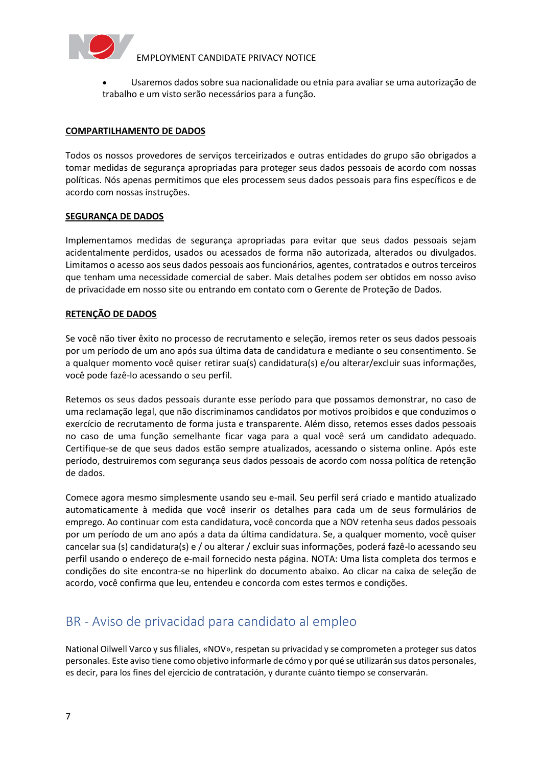- Usaremos dados sobre sua nacionalidade ou etnia para avaliar se uma autorização de trabalho e um visto serão necessários para a função.

**COMPARTILHAMENTO DE DADOS**

Todos os nossos provedores de serviços terceirizados e outras entidades do grupo são obrigados a tomar medidas de segurança apropriadas para proteger seus dados pessoais de acordo com nossas políticas. Nós apenas permitimos que eles processem seus dados pessoais para fins específicos e de acordo com nossas instruções.

**SEGURANÇA DE DADOS**

Implementamos medidas de segurança apropriadas para evitar que seus dados pessoais sejam acidentalmente perdidos, usados ou acessados de forma não autorizada, alterados ou divulgados. Limitamos o acesso aos seus dados pessoais aos funcionários, agentes, contratados e outros terceiros que tenham uma necessidade comercial de saber. Mais detalhes podem ser obtidos em nosso aviso de privacidade em nosso site ou entrando em contato com o Gerente de Proteção de Dados.

**RETENÇÃO DE DADOS**

Se você não tiver êxito no processo de recrutamento e seleção, iremos reter os seus dados pessoais por um período de um ano após sua última data de candidatura e mediante o seu consentimento. Se a qualquer momento você quiser retirar sua(s) candidatura(s) e/ou alterar/excluir suas informações, você pode fazê-lo acessando o seu perfil.

Retemos os seus dados pessoais durante esse período para que possamos demonstrar, no caso de uma reclamação legal, que não discriminamos candidatos por motivos proibidos e que conduzimos o exercício de recrutamento de forma justa e transparente. Além disso, retemos esses dados pessoais no caso de uma função semelhante ficar vaga para a qual você será um candidato adequado. Certifique-se de que seus dados estão sempre atualizados, acessando o sistema online. Após este período, destruiremos com segurança seus dados pessoais de acordo com nossa política de retenção de dados.

Comece agora mesmo simplesmente usando seu e-mail. Seu perfil será criado e mantido atualizado automaticamente à medida que você inserir os detalhes para cada um de seus formulários de emprego. Ao continuar com esta candidatura, você concorda que a NOV retenha seus dados pessoais por um período de um ano após a data da última candidatura. Se, a qualquer momento, você quiser cancelar sua (s) candidatura(s) e / ou alterar / excluir suas informações, poderá fazê-lo acessando seu perfil usando o endereço de e-mail fornecido nesta página. NOTA: Uma lista completa dos termos e condições do site encontra-se no hiperlink do documento abaixo. Ao clicar na caixa de seleção de acordo, você confirma que leu, entendeu e concorda com estes termos e condições.

## BR - Aviso de privacidad para candidato al empleo

National Oilwell Varco y sus filiales, «NOV», respetan su privacidad y se comprometen a proteger sus datos personales. Este aviso tiene como objetivo informarle de cómo y por qué se utilizarán sus datos personales, es decir, para los fines del ejercicio de contratación, y durante cuánto tiempo se conservarán.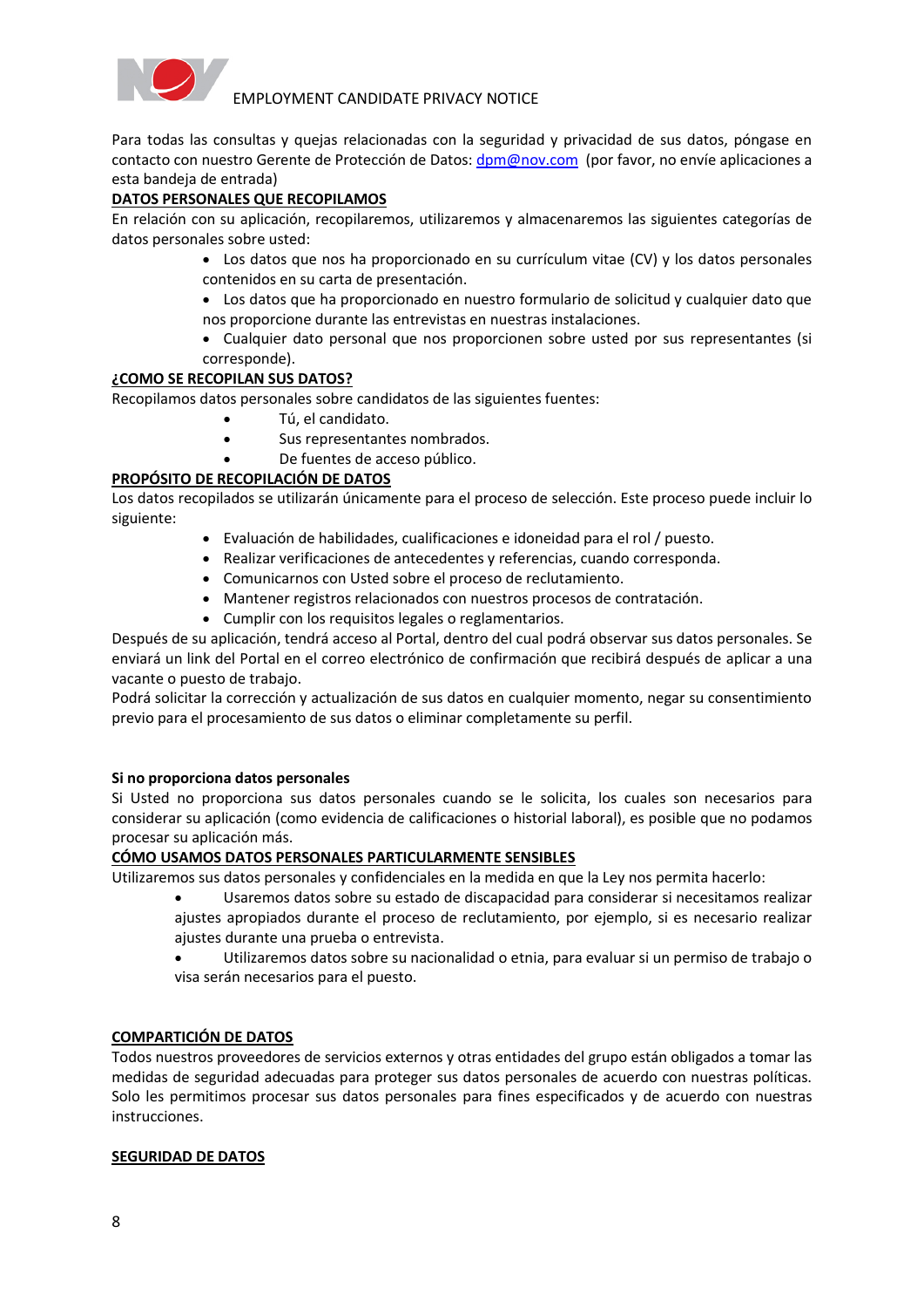Para todas las consultas y quejas relacionadas con la seguridad y privacidad de sus datos, póngase en contacto con nuestro Gerente de Protección de Datos: dpm@nov.com (por favor, no envíe aplicaciones a esta bandeja de entrada)

**DATOS PERSONALES QUE RECOPILAMOS**

En relación con su aplicación, recopilaremos, utilizaremos y almacenaremos las siguientes categorías de datos personales sobre usted:

- Los datos que nos ha proporcionado en su currículum vitae (CV) y los datos personales contenidos en su carta de presentación.
- Los datos que ha proporcionado en nuestro formulario de solicitud y cualquier dato que nos proporcione durante las entrevistas en nuestras instalaciones.
- Cualquier dato personal que nos proporcionen sobre usted por sus representantes (si corresponde).

**¿COMO SE RECOPILAN SUS DATOS?**

Recopilamos datos personales sobre candidatos de las siguientes fuentes:

- Tú, el candidato.
- Sus representantes nombrados.
- De fuentes de acceso público.

**PROPÓSITO DE RECOPILACIÓN DE DATOS**

Los datos recopilados se utilizarán únicamente para el proceso de selección. Este proceso puede incluir lo siguiente:

- Evaluación de habilidades, cualificaciones e idoneidad para el rol / puesto.
- Realizar verificaciones de antecedentes y referencias, cuando corresponda.
- Comunicarnos con Usted sobre el proceso de reclutamiento.
- Mantener registros relacionados con nuestros procesos de contratación.
- Cumplir con los requisitos legales o reglamentarios.

Después de su aplicación, tendrá acceso al Portal, dentro del cual podrá observar sus datos personales. Se enviará un link del Portal en el correo electrónico de confirmación que recibirá después de aplicar a una vacante o puesto de trabajo.

Podrá solicitar la corrección y actualización de sus datos en cualquier momento, negar su consentimiento previo para el procesamiento de sus datos o eliminar completamente su perfil.

**Si no proporciona datos personales**

Si Usted no proporciona sus datos personales cuando se le solicita, los cuales son necesarios para considerar su aplicación (como evidencia de calificaciones o historial laboral), es posible que no podamos procesar su aplicación más.

**CÓMO USAMOS DATOS PERSONALES PARTICULARMENTE SENSIBLES**

Utilizaremos sus datos personales y confidenciales en la medida en que la Ley nos permita hacerlo:

- Usaremos datos sobre su estado de discapacidad para considerar si necesitamos realizar ajustes apropiados durante el proceso de reclutamiento, por ejemplo, si es necesario realizar ajustes durante una prueba o entrevista.
- Utilizaremos datos sobre su nacionalidad o etnia, para evaluar si un permiso de trabajo o visa serán necesarios para el puesto.

**COMPARTICIÓN DE DATOS**

Todos nuestros proveedores de servicios externos y otras entidades del grupo están obligados a tomar las medidas de seguridad adecuadas para proteger sus datos personales de acuerdo con nuestras políticas. Solo les permitimos procesar sus datos personales para fines especificados y de acuerdo con nuestras instrucciones.

**SEGURIDAD DE DATOS**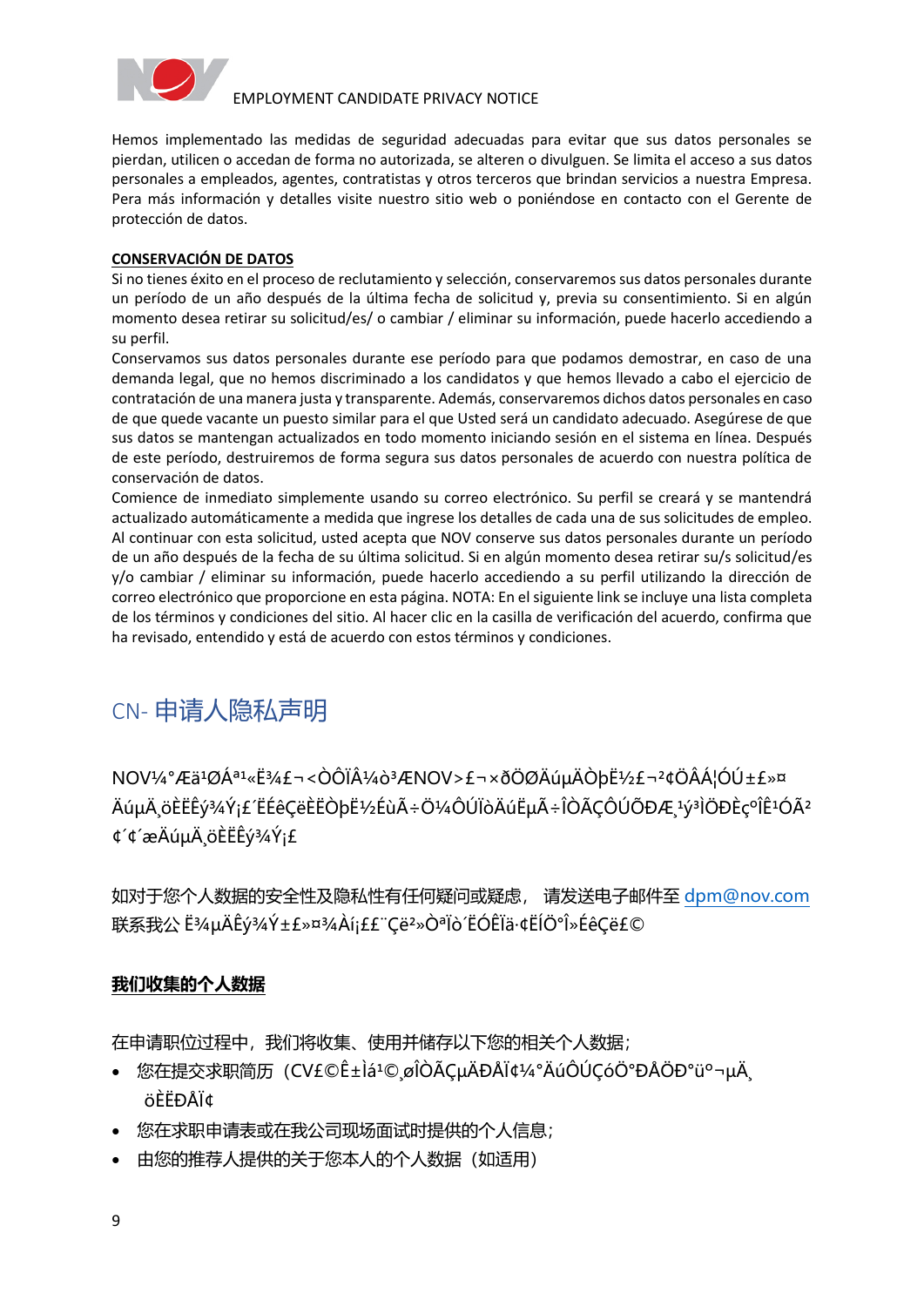Hemos implementado las medidas de seguridad adecuadas para evitar que sus datos personales se pierdan, utilicen o accedan de forma no autorizada, se alteren o divulguen. Se limita el acceso a sus datos personales a empleados, agentes, contratistas y otros terceros que brindan servicios a nuestra Empresa. Pera más información y detalles visite nuestro sitio web o poniéndose en contacto con el Gerente de protección de datos.

**CONSERVACIÓN DE DATOS**

Si no tienes éxito en el proceso de reclutamiento y selección, conservaremos sus datos personales durante un período de un año después de la última fecha de solicitud y, previa su consentimiento. Si en algún momento desea retirar su solicitud/es/ o cambiar / eliminar su información, puede hacerlo accediendo a su perfil.

Conservamos sus datos personales durante ese período para que podamos demostrar, en caso de una demanda legal, que no hemos discriminado a los candidatos y que hemos llevado a cabo el ejercicio de contratación de una manera justa y transparente. Además, conservaremos dichos datos personales en caso de que quede vacante un puesto similar para el que Usted será un candidato adecuado. Asegúrese de que sus datos se mantengan actualizados en todo momento iniciando sesión en el sistema en línea. Después de este período, destruiremos de forma segura sus datos personales de acuerdo con nuestra política de conservación de datos.

Comience de inmediato simplemente usando su correo electrónico. Su perfil se creará y se mantendrá actualizado automáticamente a medida que ingrese los detalles de cada una de sus solicitudes de empleo. Al continuar con esta solicitud, usted acepta que NOV conserve sus datos personales durante un período de un año después de la fecha de su última solicitud. Si en algún momento desea retirar su/s solicitud/es y/o cambiar / eliminar su información, puede hacerlo accediendo a su perfil utilizando la dirección de correo electrónico que proporcione en esta página. NOTA: En el siguiente link se incluye una lista completa de los términos y condiciones del sitio. Al hacer clic en la casilla de verificación del acuerdo, confirma que ha revisado, entendido y está de acuerdo con estos términos y condiciones.

## CN- 申请人隐私声明

NOV¼°Æä¹ØÁª¹«Ë¾£¬<ÒÔÏÂ¼ò³ÆNOV>£¬×ðÖØÄúµÄÒþË½£¬²¢ÖÂÁ¦ÓÚ±£»¤ÄúµÄ¸öÈËÊý¾Ý¡£´ËÉêÇëÈËÒþË½ÉùÃ÷Ö¼ÔÚÏòÄúËµÃ÷ÎÒÃÇÔÚÕÐÆ¸¹ý³ÌÖÐÈç ºÎÊ¹ÓÃ²¢¢´æÄúµÄ¸öÈËÊý¾Ý¡£

如对于您个人数据的安全性及隐私性有任何疑问或疑虑， 请发送电子邮件至 dpm@nov.com 联系我公 Ë¾µÄÊý¾Ý±£»¤¾Àí¡££¨Çë²»Òª¹ò´ËÓÊÏä·¢ËÍÖ°Î»ÉêÇë£©

**我们收集的个人数据**

在申请职位过程中，我们将收集、使用并储存以下您的相关个人数据；

- 您在提交求职简历（CV£©Ê±Ìá¹©¸øÎÒÃÇµÄÐÅÏ¢¼°ÄúÔÚÇóÖ°ÐÅÖÐ°ü°¬µÄ¸öÈËÐÅÏ¢
- 您在求职申请表或在我公司现场面试时提供的个人信息；
- 由您的推荐人提供的关于您本人的个人数据（如适用）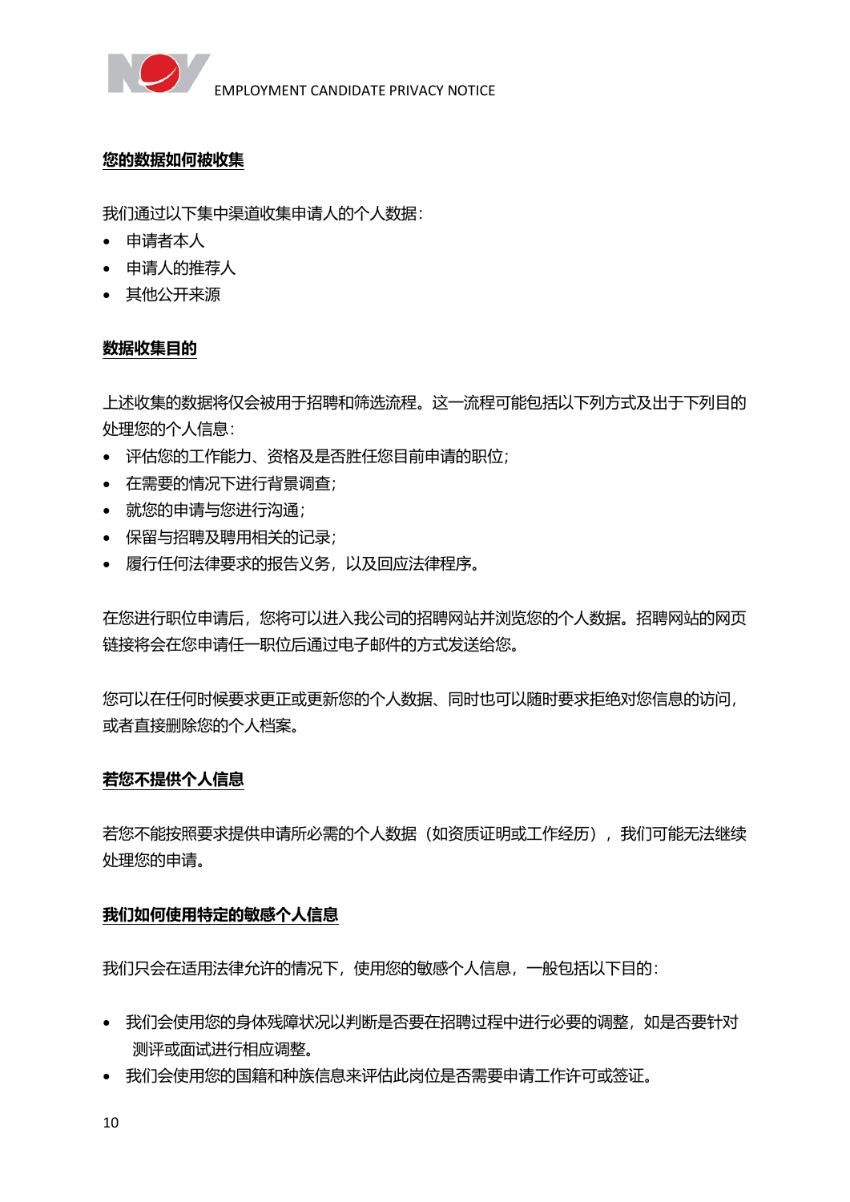**您的数据如何被收集**

我们通过以下集中渠道收集申请人的个人数据：

- 申请者本人
- 申请人的推荐人
- 其他公开来源

**数据收集目的**

上述收集的数据将仅会被用于招聘和筛选流程。这一流程可能包括以下列方式及出于下列目的处理您的个人信息：

- 评估您的工作能力、资格及是否胜任您目前申请的职位；
- 在需要的情况下进行背景调查；
- 就您的申请与您进行沟通；
- 保留与招聘及聘用相关的记录；
- 履行任何法律要求的报告义务，以及回应法律程序。

在您进行职位申请后，您将可以进入我公司的招聘网站并浏览您的个人数据。招聘网站的网页链接将会在您申请任一职位后通过电子邮件的方式发送给您。

您可以在任何时候要求更正或更新您的个人数据、同时也可以随时要求拒绝对您信息的访问，或者直接删除您的个人档案。

**若您不提供个人信息**

若您不能按照要求提供申请所必需的个人数据（如资质证明或工作经历），我们可能无法继续处理您的申请。

**我们如何使用特定的敏感个人信息**

我们只会在适用法律允许的情况下，使用您的敏感个人信息，一般包括以下目的：

- 我们会使用您的身体残障状况以判断是否要在招聘过程中进行必要的调整，如是否要针对测评或面试进行相应调整。
- 我们会使用您的国籍和种族信息来评估此岗位是否需要申请工作许可或签证。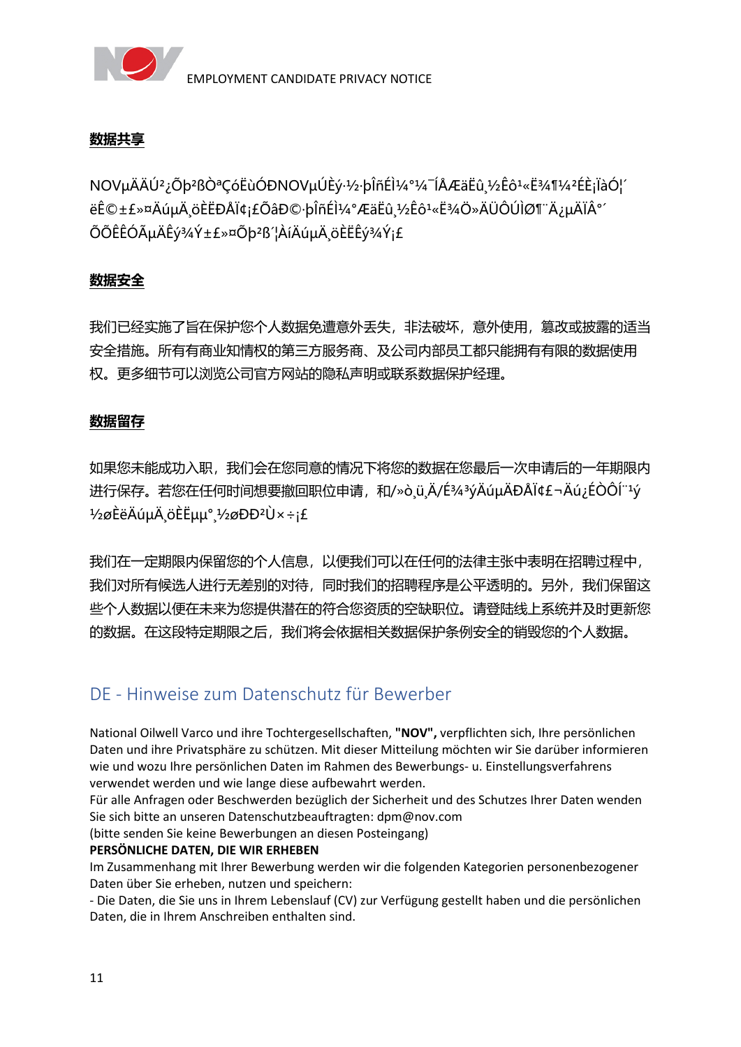**数据共享**

NOVµÄÄÚ²¿Õþ²ßÒªÇóËùÓÐNOVµÚÈý·½·þÎñÉÌ¼°¼¯ÍÅÆäËû¸½Êô¹«Ë¾¶¼²ÉÈ¡ÏàÓ¦´ëÊ©±£»¤ÄúµÄ¸öÈËÐÅÏ¢¡£ÕâÐ©·þÎñÉÌ¼°ÆäËû¸½Êô¹«Ë¾Ö»ÄÜÔÚÌØ¶¨Ä¿µÄÏÂ°´ÕÕÊÊÓÃµÄÊý¾Ý±£»¤Õþ²ß´¦ÀíÄúµÄ¸öÈËÊý¾Ý¡£

**数据安全**

我们已经实施了旨在保护您个人数据免遭意外丢失，非法破坏，意外使用，篡改或披露的适当安全措施。所有有商业知情权的第三方服务商、及公司内部员工都只能拥有有限的数据使用权。更多细节可以浏览公司官方网站的隐私声明或联系数据保护经理。

**数据留存**

如果您未能成功入职，我们会在您同意的情况下将您的数据在您最后一次申请后的一年期限内进行保存。若您在任何时间想要撤回职位申请，和/»ò¸ü¸Ä/É¾³ýÄúµÄÐÅÏ¢£¬Äú¿ÉÒÔÍ¨¹ý½øÈëÄúµÄ¸öÈËµµ°¸½øÐÐ²Ù×÷¡£

我们在一定期限内保留您的个人信息，以便我们可以在任何的法律主张中表明在招聘过程中，我们对所有候选人进行无差别的对待，同时我们的招聘程序是公平透明的。另外，我们保留这些个人数据以便在未来为您提供潜在的符合您资质的空缺职位。请登陆线上系统并及时更新您的数据。在这段特定期限之后，我们将会依据相关数据保护条例安全的销毁您的个人数据。

## DE - Hinweise zum Datenschutz für Bewerber

National Oilwell Varco und ihre Tochtergesellschaften, **"NOV",** verpflichten sich, Ihre persönlichen Daten und ihre Privatsphäre zu schützen. Mit dieser Mitteilung möchten wir Sie darüber informieren wie und wozu Ihre persönlichen Daten im Rahmen des Bewerbungs- u. Einstellungsverfahrens verwendet werden und wie lange diese aufbewahrt werden.
Für alle Anfragen oder Beschwerden bezüglich der Sicherheit und des Schutzes Ihrer Daten wenden Sie sich bitte an unseren Datenschutzbeauftragten: dpm@nov.com
(bitte senden Sie keine Bewerbungen an diesen Posteingang)

**PERSÖNLICHE DATEN, DIE WIR ERHEBEN**

Im Zusammenhang mit Ihrer Bewerbung werden wir die folgenden Kategorien personenbezogener Daten über Sie erheben, nutzen und speichern:
- Die Daten, die Sie uns in Ihrem Lebenslauf (CV) zur Verfügung gestellt haben und die persönlichen Daten, die in Ihrem Anschreiben enthalten sind.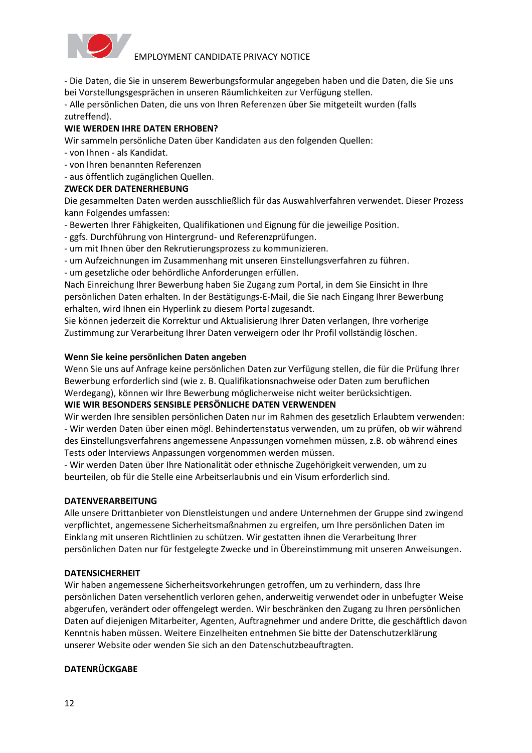- Die Daten, die Sie in unserem Bewerbungsformular angegeben haben und die Daten, die Sie uns bei Vorstellungsgesprächen in unseren Räumlichkeiten zur Verfügung stellen.
- Alle persönlichen Daten, die uns von Ihren Referenzen über Sie mitgeteilt wurden (falls zutreffend).

**WIE WERDEN IHRE DATEN ERHOBEN?**

Wir sammeln persönliche Daten über Kandidaten aus den folgenden Quellen:
- von Ihnen - als Kandidat.
- von Ihren benannten Referenzen
- aus öffentlich zugänglichen Quellen.

**ZWECK DER DATENERHEBUNG**

Die gesammelten Daten werden ausschließlich für das Auswahlverfahren verwendet. Dieser Prozess kann Folgendes umfassen:
- Bewerten Ihrer Fähigkeiten, Qualifikationen und Eignung für die jeweilige Position.
- ggfs. Durchführung von Hintergrund- und Referenzprüfungen.
- um mit Ihnen über den Rekrutierungsprozess zu kommunizieren.
- um Aufzeichnungen im Zusammenhang mit unseren Einstellungsverfahren zu führen.
- um gesetzliche oder behördliche Anforderungen erfüllen.

Nach Einreichung Ihrer Bewerbung haben Sie Zugang zum Portal, in dem Sie Einsicht in Ihre persönlichen Daten erhalten. In der Bestätigungs-E-Mail, die Sie nach Eingang Ihrer Bewerbung erhalten, wird Ihnen ein Hyperlink zu diesem Portal zugesandt.
Sie können jederzeit die Korrektur und Aktualisierung Ihrer Daten verlangen, Ihre vorherige Zustimmung zur Verarbeitung Ihrer Daten verweigern oder Ihr Profil vollständig löschen.

**Wenn Sie keine persönlichen Daten angeben**

Wenn Sie uns auf Anfrage keine persönlichen Daten zur Verfügung stellen, die für die Prüfung Ihrer Bewerbung erforderlich sind (wie z. B. Qualifikationsnachweise oder Daten zum beruflichen Werdegang), können wir Ihre Bewerbung möglicherweise nicht weiter berücksichtigen.

**WIE WIR BESONDERS SENSIBLE PERSÖNLICHE DATEN VERWENDEN**

Wir werden Ihre sensiblen persönlichen Daten nur im Rahmen des gesetzlich Erlaubtem verwenden:
- Wir werden Daten über einen mögl. Behindertenstatus verwenden, um zu prüfen, ob wir während des Einstellungsverfahrens angemessene Anpassungen vornehmen müssen, z.B. ob während eines Tests oder Interviews Anpassungen vorgenommen werden müssen.
- Wir werden Daten über Ihre Nationalität oder ethnische Zugehörigkeit verwenden, um zu beurteilen, ob für die Stelle eine Arbeitserlaubnis und ein Visum erforderlich sind.

**DATENVERARBEITUNG**

Alle unsere Drittanbieter von Dienstleistungen und andere Unternehmen der Gruppe sind zwingend verpflichtet, angemessene Sicherheitsmaßnahmen zu ergreifen, um Ihre persönlichen Daten im Einklang mit unseren Richtlinien zu schützen. Wir gestatten ihnen die Verarbeitung Ihrer persönlichen Daten nur für festgelegte Zwecke und in Übereinstimmung mit unseren Anweisungen.

**DATENSICHERHEIT**

Wir haben angemessene Sicherheitsvorkehrungen getroffen, um zu verhindern, dass Ihre persönlichen Daten versehentlich verloren gehen, anderweitig verwendet oder in unbefugter Weise abgerufen, verändert oder offengelegt werden. Wir beschränken den Zugang zu Ihren persönlichen Daten auf diejenigen Mitarbeiter, Agenten, Auftragnehmer und andere Dritte, die geschäftlich davon Kenntnis haben müssen. Weitere Einzelheiten entnehmen Sie bitte der Datenschutzerklärung unserer Website oder wenden Sie sich an den Datenschutzbeauftragten.

**DATENRÜCKGABE**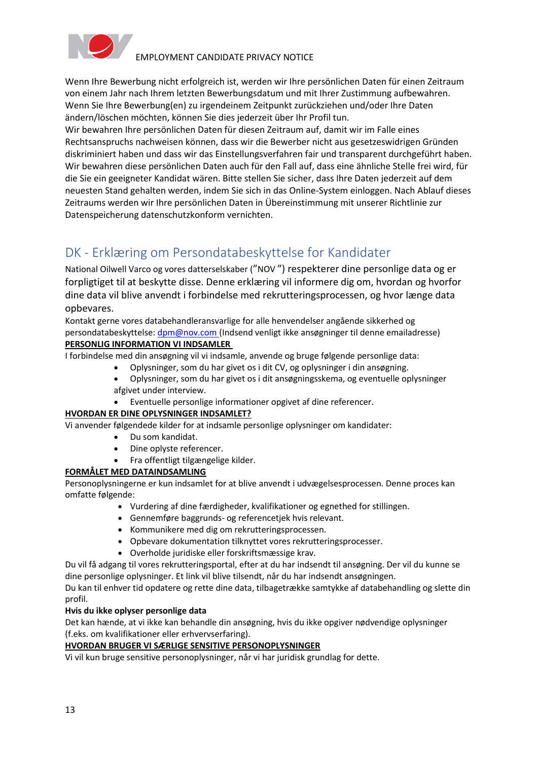Wenn Ihre Bewerbung nicht erfolgreich ist, werden wir Ihre persönlichen Daten für einen Zeitraum von einem Jahr nach Ihrem letzten Bewerbungsdatum und mit Ihrer Zustimmung aufbewahren. Wenn Sie Ihre Bewerbung(en) zu irgendeinem Zeitpunkt zurückziehen und/oder Ihre Daten ändern/löschen möchten, können Sie dies jederzeit über Ihr Profil tun.
Wir bewahren Ihre persönlichen Daten für diesen Zeitraum auf, damit wir im Falle eines Rechtsanspruchs nachweisen können, dass wir die Bewerber nicht aus gesetzeswidrigen Gründen diskriminiert haben und dass wir das Einstellungsverfahren fair und transparent durchgeführt haben. Wir bewahren diese persönlichen Daten auch für den Fall auf, dass eine ähnliche Stelle frei wird, für die Sie ein geeigneter Kandidat wären. Bitte stellen Sie sicher, dass Ihre Daten jederzeit auf dem neuesten Stand gehalten werden, indem Sie sich in das Online-System einloggen. Nach Ablauf dieses Zeitraums werden wir Ihre persönlichen Daten in Übereinstimmung mit unserer Richtlinie zur Datenspeicherung datenschutzkonform vernichten.

## DK - Erklæring om Persondatabeskyttelse for Kandidater

National Oilwell Varco og vores datterselskaber (”NOV ”) respekterer dine personlige data og er forpligtiget til at beskytte disse. Denne erklæring vil informere dig om, hvordan og hvorfor dine data vil blive anvendt i forbindelse med rekrutteringsprocessen, og hvor længe data opbevares.
Kontakt gerne vores databehandleransvarlige for alle henvendelser angående sikkerhed og persondatabeskyttelse: dpm@nov.com (Indsend venligt ikke ansøgninger til denne emailadresse)

**PERSONLIG INFORMATION VI INDSAMLER**

I forbindelse med din ansøgning vil vi indsamle, anvende og bruge følgende personlige data:

- Oplysninger, som du har givet os i dit CV, og oplysninger i din ansøgning.
- Oplysninger, som du har givet os i dit ansøgningsskema, og eventuelle oplysninger afgivet under interview.
- Eventuelle personlige informationer opgivet af dine referencer.

**HVORDAN ER DINE OPLYSNINGER INDSAMLET?**

Vi anvender følgendede kilder for at indsamle personlige oplysninger om kandidater:

- Du som kandidat.
- Dine oplyste referencer.
- Fra offentligt tilgængelige kilder.

**FORMÅLET MED DATAINDSAMLING**

Personoplysningerne er kun indsamlet for at blive anvendt i udvægelsesprocessen. Denne proces kan omfatte følgende:

- Vurdering af dine færdigheder, kvalifikationer og egnethed for stillingen.
- Gennemføre baggrunds- og referencetjek hvis relevant.
- Kommunikere med dig om rekrutteringsprocessen.
- Opbevare dokumentation tilknyttet vores rekrutteringsprocesser.
- Overholde juridiske eller forskriftsmæssige krav.

Du vil få adgang til vores rekrutteringsportal, efter at du har indsendt til ansøgning. Der vil du kunne se dine personlige oplysninger. Et link vil blive tilsendt, når du har indsendt ansøgningen.
Du kan til enhver tid opdatere og rette dine data, tilbagetrække samtykke af databehandling og slette din profil.

**Hvis du ikke oplyser personlige data**

Det kan hænde, at vi ikke kan behandle din ansøgning, hvis du ikke opgiver nødvendige oplysninger (f.eks. om kvalifikationer eller erhvervserfaring).

**HVORDAN BRUGER VI SÆRLIGE SENSITIVE PERSONOPLYSNINGER**

Vi vil kun bruge sensitive personoplysninger, når vi har juridisk grundlag for dette.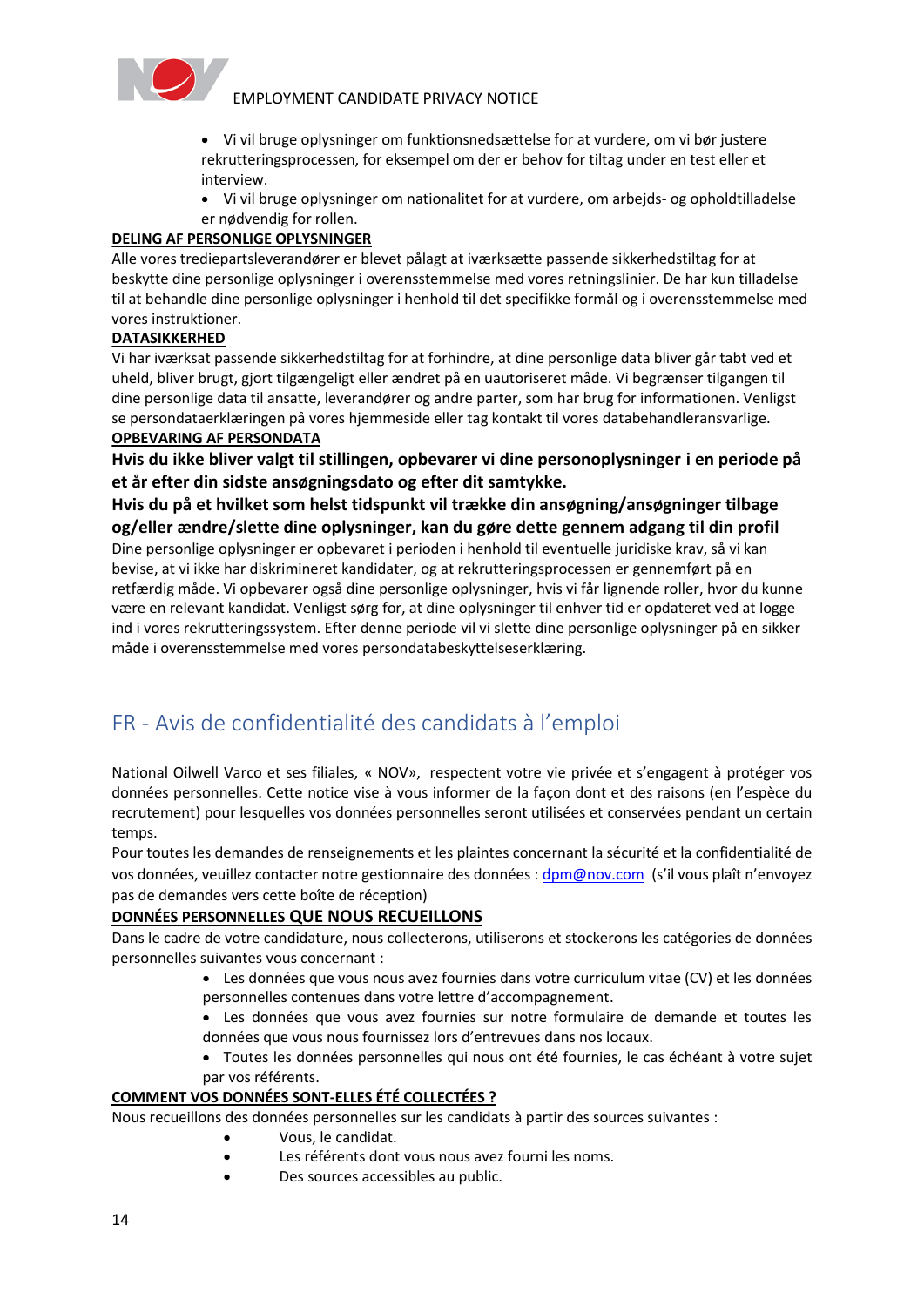- Vi vil bruge oplysninger om funktionsnedsættelse for at vurdere, om vi bør justere rekrutteringsprocessen, for eksempel om der er behov for tiltag under en test eller et interview.
- Vi vil bruge oplysninger om nationalitet for at vurdere, om arbejds- og opholdtilladelse er nødvendig for rollen.

**DELING AF PERSONLIGE OPLYSNINGER**

Alle vores tredjepartsleverandører er blevet pålagt at iværksætte passende sikkerhedstiltag for at beskytte dine personlige oplysninger i overensstemmelse med vores retningslinier. De har kun tilladelse til at behandle dine personlige oplysninger i henhold til det specifikke formål og i overensstemmelse med vores instruktioner.

**DATASIKKERHED**

Vi har iværksat passende sikkerhedstiltag for at forhindre, at dine personlige data bliver går tabt ved et uheld, bliver brugt, gjort tilgængeligt eller ændret på en uautoriseret måde. Vi begrænser tilgangen til dine personlige data til ansatte, leverandører og andre parter, som har brug for informationen. Venligst se persondataerklæringen på vores hjemmeside eller tag kontakt til vores databehandleransvarlige.

**OPBEVARING AF PERSONDATA**

**Hvis du ikke bliver valgt til stillingen, opbevarer vi dine personoplysninger i en periode på et år efter din sidste ansøgningsdato og efter dit samtykke.**

**Hvis du på et hvilket som helst tidspunkt vil trække din ansøgning/ansøgninger tilbage og/eller ændre/slette dine oplysninger, kan du gøre dette gennem adgang til din profil**

Dine personlige oplysninger er opbevaret i perioden i henhold til eventuelle juridiske krav, så vi kan bevise, at vi ikke har diskrimineret kandidater, og at rekrutteringsprocessen er gennemført på en retfærdig måde. Vi opbevarer også dine personlige oplysninger, hvis vi får lignende roller, hvor du kunne være en relevant kandidat. Venligst sørg for, at dine oplysninger til enhver tid er opdateret ved at logge ind i vores rekrutteringssystem. Efter denne periode vil vi slette dine personlige oplysninger på en sikker måde i overensstemmelse med vores persondatabeskyttelseserklæring.

# FR - Avis de confidentialité des candidats à l'emploi

National Oilwell Varco et ses filiales, « NOV», respectent votre vie privée et s'engagent à protéger vos données personnelles. Cette notice vise à vous informer de la façon dont et des raisons (en l'espèce du recrutement) pour lesquelles vos données personnelles seront utilisées et conservées pendant un certain temps.

Pour toutes les demandes de renseignements et les plaintes concernant la sécurité et la confidentialité de vos données, veuillez contacter notre gestionnaire des données : dpm@nov.com (s'il vous plaît n'envoyez pas de demandes vers cette boîte de réception)

**DONNÉES PERSONNELLES QUE NOUS RECUEILLONS**

Dans le cadre de votre candidature, nous collecterons, utiliserons et stockerons les catégories de données personnelles suivantes vous concernant :

- Les données que vous nous avez fournies dans votre curriculum vitae (CV) et les données personnelles contenues dans votre lettre d'accompagnement.
- Les données que vous avez fournies sur notre formulaire de demande et toutes les données que vous nous fournissez lors d'entrevues dans nos locaux.
- Toutes les données personnelles qui nous ont été fournies, le cas échéant à votre sujet par vos référents.

**COMMENT VOS DONNÉES SONT-ELLES ÉTÉ COLLECTÉES ?**

Nous recueillons des données personnelles sur les candidats à partir des sources suivantes :

- Vous, le candidat.
- Les référents dont vous nous avez fourni les noms.
- Des sources accessibles au public.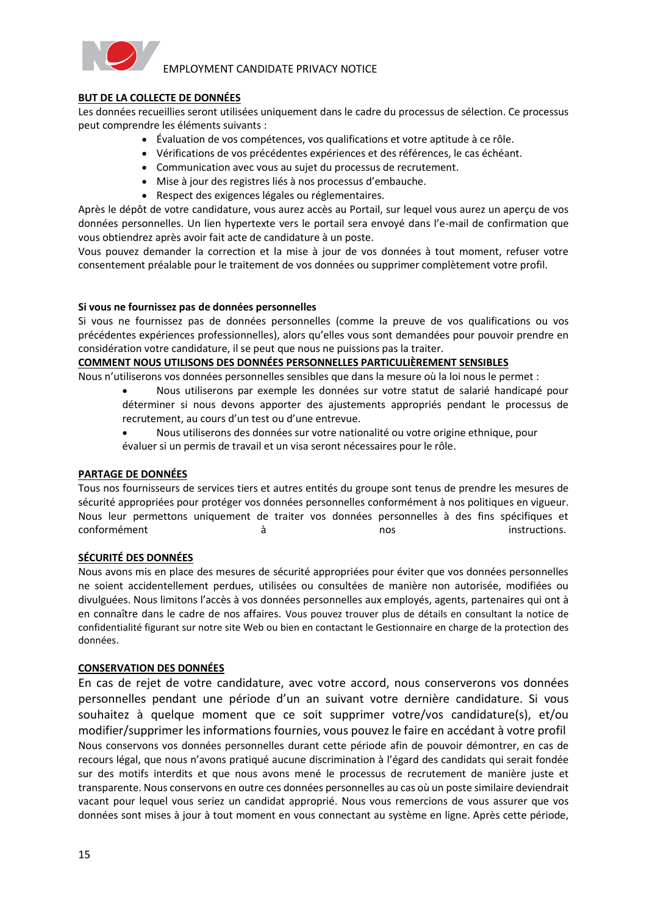## BUT DE LA COLLECTE DE DONNÉES

Les données recueillies seront utilisées uniquement dans le cadre du processus de sélection. Ce processus peut comprendre les éléments suivants :

- Évaluation de vos compétences, vos qualifications et votre aptitude à ce rôle.
- Vérifications de vos précédentes expériences et des références, le cas échéant.
- Communication avec vous au sujet du processus de recrutement.
- Mise à jour des registres liés à nos processus d'embauche.
- Respect des exigences légales ou réglementaires.

Après le dépôt de votre candidature, vous aurez accès au Portail, sur lequel vous aurez un aperçu de vos données personnelles. Un lien hypertexte vers le portail sera envoyé dans l'e-mail de confirmation que vous obtiendrez après avoir fait acte de candidature à un poste.

Vous pouvez demander la correction et la mise à jour de vos données à tout moment, refuser votre consentement préalable pour le traitement de vos données ou supprimer complètement votre profil.

### Si vous ne fournissez pas de données personnelles

Si vous ne fournissez pas de données personnelles (comme la preuve de vos qualifications ou vos précédentes expériences professionnelles), alors qu'elles vous sont demandées pour pouvoir prendre en considération votre candidature, il se peut que nous ne puissions pas la traiter.

## COMMENT NOUS UTILISONS DES DONNÉES PERSONNELLES PARTICULIÈREMENT SENSIBLES

Nous n'utiliserons vos données personnelles sensibles que dans la mesure où la loi nous le permet :

- Nous utiliserons par exemple les données sur votre statut de salarié handicapé pour déterminer si nous devons apporter des ajustements appropriés pendant le processus de recrutement, au cours d'un test ou d'une entrevue.
- Nous utiliserons des données sur votre nationalité ou votre origine ethnique, pour évaluer si un permis de travail et un visa seront nécessaires pour le rôle.

## PARTAGE DE DONNÉES

Tous nos fournisseurs de services tiers et autres entités du groupe sont tenus de prendre les mesures de sécurité appropriées pour protéger vos données personnelles conformément à nos politiques en vigueur. Nous leur permettons uniquement de traiter vos données personnelles à des fins spécifiques et conformément à nos instructions.

## SÉCURITÉ DES DONNÉES

Nous avons mis en place des mesures de sécurité appropriées pour éviter que vos données personnelles ne soient accidentellement perdues, utilisées ou consultées de manière non autorisée, modifiées ou divulguées. Nous limitons l'accès à vos données personnelles aux employés, agents, partenaires qui ont à en connaître dans le cadre de nos affaires. Vous pouvez trouver plus de détails en consultant la notice de confidentialité figurant sur notre site Web ou bien en contactant le Gestionnaire en charge de la protection des données.

## CONSERVATION DES DONNÉES

En cas de rejet de votre candidature, avec votre accord, nous conserverons vos données personnelles pendant une période d'un an suivant votre dernière candidature. Si vous souhaitez à quelque moment que ce soit supprimer votre/vos candidature(s), et/ou modifier/supprimer les informations fournies, vous pouvez le faire en accédant à votre profil

Nous conservons vos données personnelles durant cette période afin de pouvoir démontrer, en cas de recours légal, que nous n'avons pratiqué aucune discrimination à l'égard des candidats qui serait fondée sur des motifs interdits et que nous avons mené le processus de recrutement de manière juste et transparente. Nous conservons en outre ces données personnelles au cas où un poste similaire deviendrait vacant pour lequel vous seriez un candidat approprié. Nous vous remercions de vous assurer que vos données sont mises à jour à tout moment en vous connectant au système en ligne. Après cette période,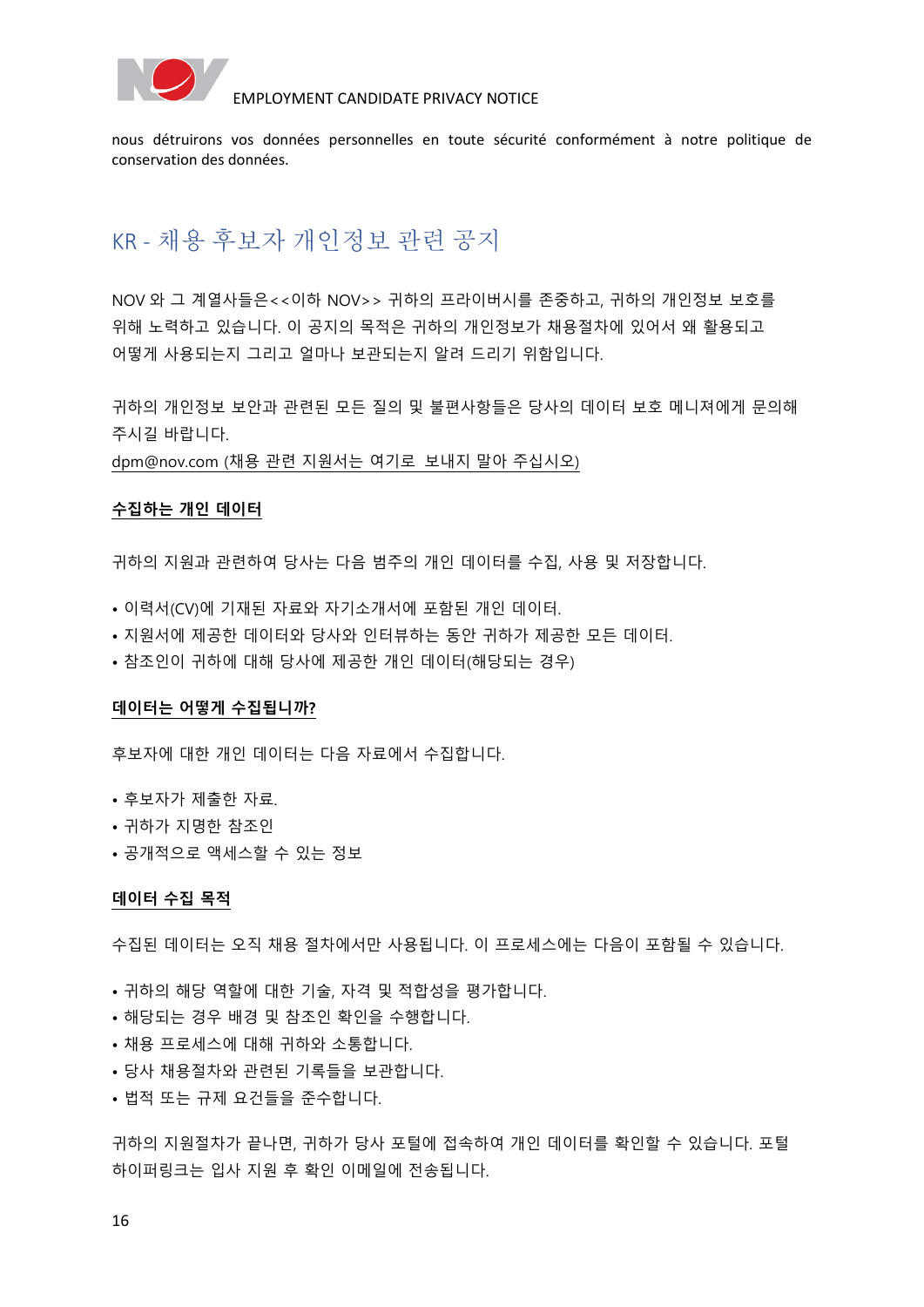nous détruirons vos données personnelles en toute sécurité conformément à notre politique de conservation des données.

## KR - 채용 후보자 개인정보 관련 공지

NOV 와 그 계열사들은<<이하 NOV>> 귀하의 프라이버시를 존중하고, 귀하의 개인정보 보호를 위해 노력하고 있습니다. 이 공지의 목적은 귀하의 개인정보가 채용절차에 있어서 왜 활용되고 어떻게 사용되는지 그리고 얼마나 보관되는지 알려 드리기 위함입니다.

귀하의 개인정보 보안과 관련된 모든 질의 및 불편사항들은 당사의 데이터 보호 메니져에게 문의해 주시길 바랍니다.
dpm@nov.com (채용 관련 지원서는 여기로 보내지 말아 주십시오)

**수집하는 개인 데이터**

귀하의 지원과 관련하여 당사는 다음 범주의 개인 데이터를 수집, 사용 및 저장합니다.

- 이력서(CV)에 기재된 자료와 자기소개서에 포함된 개인 데이터.
- 지원서에 제공한 데이터와 당사와 인터뷰하는 동안 귀하가 제공한 모든 데이터.
- 참조인이 귀하에 대해 당사에 제공한 개인 데이터(해당되는 경우)

**데이터는 어떻게 수집됩니까?**

후보자에 대한 개인 데이터는 다음 자료에서 수집합니다.

- 후보자가 제출한 자료.
- 귀하가 지명한 참조인
- 공개적으로 액세스할 수 있는 정보

**데이터 수집 목적**

수집된 데이터는 오직 채용 절차에서만 사용됩니다. 이 프로세스에는 다음이 포함될 수 있습니다.

- 귀하의 해당 역할에 대한 기술, 자격 및 적합성을 평가합니다.
- 해당되는 경우 배경 및 참조인 확인을 수행합니다.
- 채용 프로세스에 대해 귀하와 소통합니다.
- 당사 채용절차와 관련된 기록들을 보관합니다.
- 법적 또는 규제 요건들을 준수합니다.

귀하의 지원절차가 끝나면, 귀하가 당사 포털에 접속하여 개인 데이터를 확인할 수 있습니다. 포털 하이퍼링크는 입사 지원 후 확인 이메일에 전송됩니다.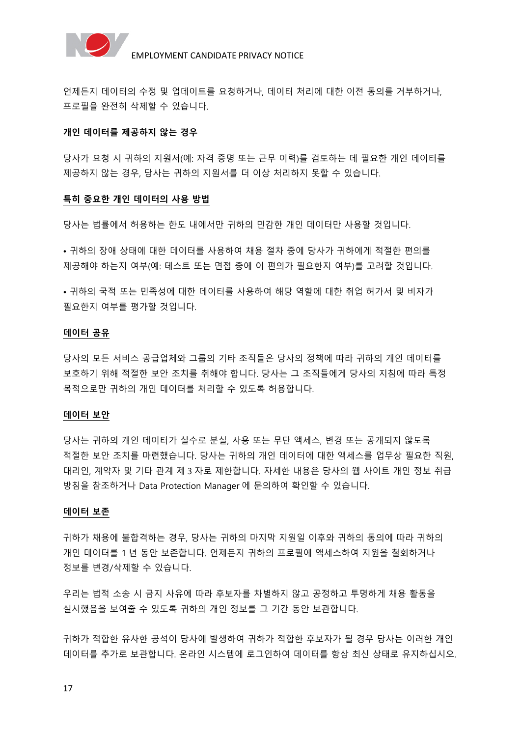언제든지 데이터의 수정 및 업데이트를 요청하거나, 데이터 처리에 대한 이전 동의를 거부하거나, 프로필을 완전히 삭제할 수 있습니다.

**개인 데이터를 제공하지 않는 경우**

당사가 요청 시 귀하의 지원서(예: 자격 증명 또는 근무 이력)를 검토하는 데 필요한 개인 데이터를 제공하지 않는 경우, 당사는 귀하의 지원서를 더 이상 처리하지 못할 수 있습니다.

**특히 중요한 개인 데이터의 사용 방법**

당사는 법률에서 허용하는 한도 내에서만 귀하의 민감한 개인 데이터만 사용할 것입니다.

- 귀하의 장애 상태에 대한 데이터를 사용하여 채용 절차 중에 당사가 귀하에게 적절한 편의를 제공해야 하는지 여부(예: 테스트 또는 면접 중에 이 편의가 필요한지 여부)를 고려할 것입니다.
- 귀하의 국적 또는 민족성에 대한 데이터를 사용하여 해당 역할에 대한 취업 허가서 및 비자가 필요한지 여부를 평가할 것입니다.

**데이터 공유**

당사의 모든 서비스 공급업체와 그룹의 기타 조직들은 당사의 정책에 따라 귀하의 개인 데이터를 보호하기 위해 적절한 보안 조치를 취해야 합니다. 당사는 그 조직들에게 당사의 지침에 따라 특정 목적으로만 귀하의 개인 데이터를 처리할 수 있도록 허용합니다.

**데이터 보안**

당사는 귀하의 개인 데이터가 실수로 분실, 사용 또는 무단 액세스, 변경 또는 공개되지 않도록 적절한 보안 조치를 마련했습니다. 당사는 귀하의 개인 데이터에 대한 액세스를 업무상 필요한 직원, 대리인, 계약자 및 기타 관계 제 3 자로 제한합니다. 자세한 내용은 당사의 웹 사이트 개인 정보 취급 방침을 참조하거나 Data Protection Manager 에 문의하여 확인할 수 있습니다.

**데이터 보존**

귀하가 채용에 불합격하는 경우, 당사는 귀하의 마지막 지원일 이후와 귀하의 동의에 따라 귀하의 개인 데이터를 1 년 동안 보존합니다. 언제든지 귀하의 프로필에 액세스하여 지원을 철회하거나 정보를 변경/삭제할 수 있습니다.

우리는 법적 소송 시 금지 사유에 따라 후보자를 차별하지 않고 공정하고 투명하게 채용 활동을 실시했음을 보여줄 수 있도록 귀하의 개인 정보를 그 기간 동안 보관합니다.

귀하가 적합한 유사한 공석이 당사에 발생하여 귀하가 적합한 후보자가 될 경우 당사는 이러한 개인 데이터를 추가로 보관합니다. 온라인 시스템에 로그인하여 데이터를 항상 최신 상태로 유지하십시오.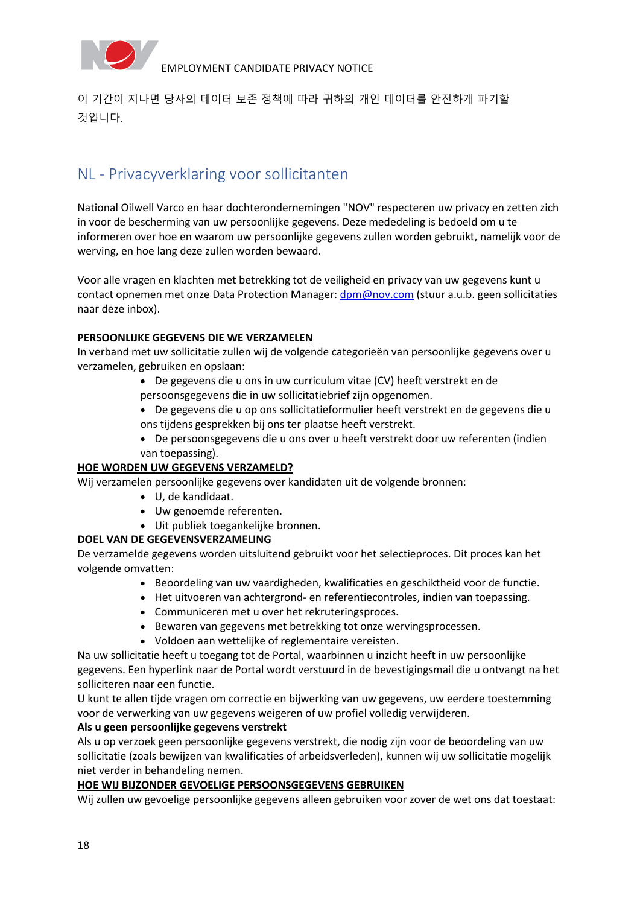이 기간이 지나면 당사의 데이터 보존 정책에 따라 귀하의 개인 데이터를 안전하게 파기할 것입니다.

## NL - Privacyverklaring voor sollicitanten

National Oilwell Varco en haar dochterondernemingen "NOV" respecteren uw privacy en zetten zich in voor de bescherming van uw persoonlijke gegevens. Deze mededeling is bedoeld om u te informeren over hoe en waarom uw persoonlijke gegevens zullen worden gebruikt, namelijk voor de werving, en hoe lang deze zullen worden bewaard.

Voor alle vragen en klachten met betrekking tot de veiligheid en privacy van uw gegevens kunt u contact opnemen met onze Data Protection Manager: [dpm@nov.com](mailto:dpm@nov.com) (stuur a.u.b. geen sollicitaties naar deze inbox).

**PERSOONLIJKE GEGEVENS DIE WE VERZAMELEN**

In verband met uw sollicitatie zullen wij de volgende categorieën van persoonlijke gegevens over u verzamelen, gebruiken en opslaan:

- De gegevens die u ons in uw curriculum vitae (CV) heeft verstrekt en de persoonsgegevens die in uw sollicitatiebrief zijn opgenomen.
- De gegevens die u op ons sollicitatieformulier heeft verstrekt en de gegevens die u ons tijdens gesprekken bij ons ter plaatse heeft verstrekt.
- De persoonsgegevens die u ons over u heeft verstrekt door uw referenten (indien van toepassing).

**HOE WORDEN UW GEGEVENS VERZAMELD?**

Wij verzamelen persoonlijke gegevens over kandidaten uit de volgende bronnen:

- U, de kandidaat.
- Uw genoemde referenten.
- Uit publiek toegankelijke bronnen.

**DOEL VAN DE GEGEVENSVERZAMELING**

De verzamelde gegevens worden uitsluitend gebruikt voor het selectieproces. Dit proces kan het volgende omvatten:

- Beoordeling van uw vaardigheden, kwalificaties en geschiktheid voor de functie.
- Het uitvoeren van achtergrond- en referentiecontroles, indien van toepassing.
- Communiceren met u over het rekruteringsproces.
- Bewaren van gegevens met betrekking tot onze wervingsprocessen.
- Voldoen aan wettelijke of reglementaire vereisten.

Na uw sollicitatie heeft u toegang tot de Portal, waarbinnen u inzicht heeft in uw persoonlijke gegevens. Een hyperlink naar de Portal wordt verstuurd in de bevestigingsmail die u ontvangt na het solliciteren naar een functie.

U kunt te allen tijde vragen om correctie en bijwerking van uw gegevens, uw eerdere toestemming voor de verwerking van uw gegevens weigeren of uw profiel volledig verwijderen.

**Als u geen persoonlijke gegevens verstrekt**

Als u op verzoek geen persoonlijke gegevens verstrekt, die nodig zijn voor de beoordeling van uw sollicitatie (zoals bewijzen van kwalificaties of arbeidsverleden), kunnen wij uw sollicitatie mogelijk niet verder in behandeling nemen.

**HOE WIJ BIJZONDER GEVOELIGE PERSOONSGEGEVENS GEBRUIKEN**

Wij zullen uw gevoelige persoonlijke gegevens alleen gebruiken voor zover de wet ons dat toestaat: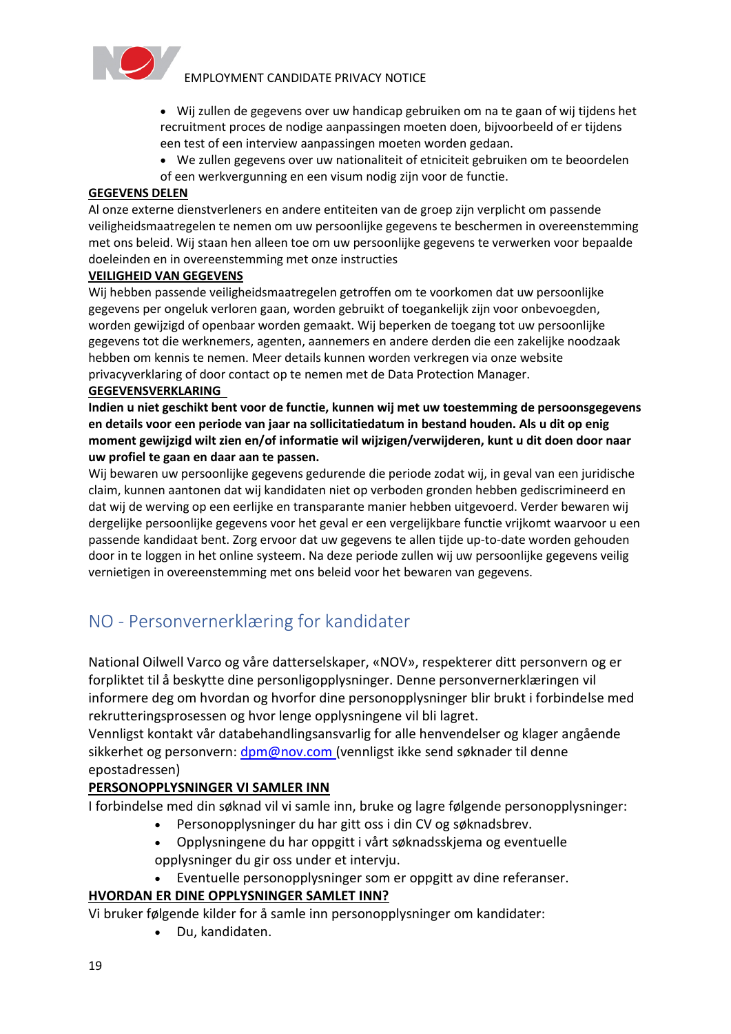- Wij zullen de gegevens over uw handicap gebruiken om na te gaan of wij tijdens het recruitment proces de nodige aanpassingen moeten doen, bijvoorbeeld of er tijdens een test of een interview aanpassingen moeten worden gedaan.
- We zullen gegevens over uw nationaliteit of etniciteit gebruiken om te beoordelen of een werkvergunning en een visum nodig zijn voor de functie.

**GEGEVENS DELEN**

Al onze externe dienstverleners en andere entiteiten van de groep zijn verplicht om passende veiligheidsmaatregelen te nemen om uw persoonlijke gegevens te beschermen in overeenstemming met ons beleid. Wij staan hen alleen toe om uw persoonlijke gegevens te verwerken voor bepaalde doeleinden en in overeenstemming met onze instructies

**VEILIGHEID VAN GEGEVENS**

Wij hebben passende veiligheidsmaatregelen getroffen om te voorkomen dat uw persoonlijke gegevens per ongeluk verloren gaan, worden gebruikt of toegankelijk zijn voor onbevoegden, worden gewijzigd of openbaar worden gemaakt. Wij beperken de toegang tot uw persoonlijke gegevens tot die werknemers, agenten, aannemers en andere derden die een zakelijke noodzaak hebben om kennis te nemen. Meer details kunnen worden verkregen via onze website privacyverklaring of door contact op te nemen met de Data Protection Manager.

**GEGEVENSVERKLARING**

**Indien u niet geschikt bent voor de functie, kunnen wij met uw toestemming de persoonsgegevens en details voor een periode van jaar na sollicitatiedatum in bestand houden. Als u dit op enig moment gewijzigd wilt zien en/of informatie wil wijzigen/verwijderen, kunt u dit doen door naar uw profiel te gaan en daar aan te passen.**

Wij bewaren uw persoonlijke gegevens gedurende die periode zodat wij, in geval van een juridische claim, kunnen aantonen dat wij kandidaten niet op verboden gronden hebben gediscrimineerd en dat wij de werving op een eerlijke en transparante manier hebben uitgevoerd. Verder bewaren wij dergelijke persoonlijke gegevens voor het geval er een vergelijkbare functie vrijkomt waarvoor u een passende kandidaat bent. Zorg ervoor dat uw gegevens te allen tijde up-to-date worden gehouden door in te loggen in het online systeem. Na deze periode zullen wij uw persoonlijke gegevens veilig vernietigen in overeenstemming met ons beleid voor het bewaren van gegevens.

# NO - Personvernerklæring for kandidater

National Oilwell Varco og våre datterselskaper, «NOV», respekterer ditt personvern og er forpliktet til å beskytte dine personligopplysninger. Denne personvernerklæringen vil informere deg om hvordan og hvorfor dine personopplysninger blir brukt i forbindelse med rekrutteringsprosessen og hvor lenge opplysningene vil bli lagret.

Vennligst kontakt vår databehandlingsansvarlig for alle henvendelser og klager angående sikkerhet og personvern: dpm@nov.com (vennligst ikke send søknader til denne epostadressen)

**PERSONOPPLYSNINGER VI SAMLER INN**

I forbindelse med din søknad vil vi samle inn, bruke og lagre følgende personopplysninger:

- Personopplysninger du har gitt oss i din CV og søknadsbrev.
- Opplysningene du har oppgitt i vårt søknadsskjema og eventuelle opplysninger du gir oss under et intervju.
- Eventuelle personopplysninger som er oppgitt av dine referanser.

**HVORDAN ER DINE OPPLYSNINGER SAMLET INN?**

Vi bruker følgende kilder for å samle inn personopplysninger om kandidater:

- Du, kandidaten.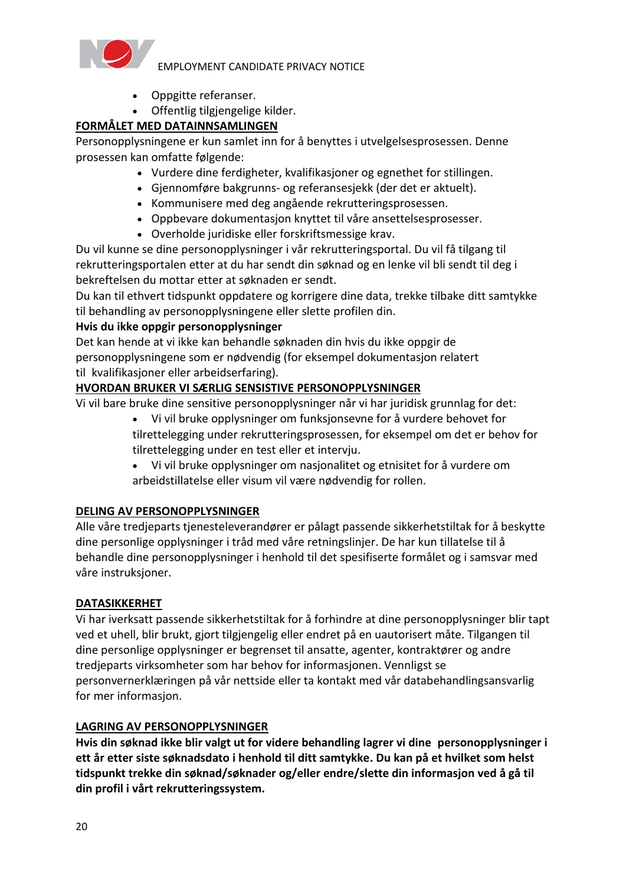- Oppgitte referanser.
- Offentlig tilgjengelige kilder.

## FORMÅLET MED DATAINNSAMLINGEN

Personopplysningene er kun samlet inn for å benyttes i utvelgelsesprosessen. Denne prosessen kan omfatte følgende:

- Vurdere dine ferdigheter, kvalifikasjoner og egnethet for stillingen.
- Gjennomføre bakgrunns- og referansesjekk (der det er aktuelt).
- Kommunisere med deg angående rekrutteringsprosessen.
- Oppbevare dokumentasjon knyttet til våre ansettelsesprosesser.
- Overholde juridiske eller forskriftsmessige krav.

Du vil kunne se dine personopplysninger i vår rekrutteringsportal. Du vil få tilgang til rekrutteringsportalen etter at du har sendt din søknad og en lenke vil bli sendt til deg i bekreftelsen du mottar etter at søknaden er sendt.

Du kan til ethvert tidspunkt oppdatere og korrigere dine data, trekke tilbake ditt samtykke til behandling av personopplysningene eller slette profilen din.

**Hvis du ikke oppgir personopplysninger**

Det kan hende at vi ikke kan behandle søknaden din hvis du ikke oppgir de personopplysningene som er nødvendig (for eksempel dokumentasjon relatert til kvalifikasjoner eller arbeidserfaring).

## HVORDAN BRUKER VI SÆRLIG SENSISTIVE PERSONOPPLYSNINGER

Vi vil bare bruke dine sensitive personopplysninger når vi har juridisk grunnlag for det:

- Vi vil bruke opplysninger om funksjonsevne for å vurdere behovet for tilrettelegging under rekrutteringsprosessen, for eksempel om det er behov for tilrettelegging under en test eller et intervju.
- Vi vil bruke opplysninger om nasjonalitet og etnisitet for å vurdere om arbeidstillatelse eller visum vil være nødvendig for rollen.

## DELING AV PERSONOPPLYSNINGER

Alle våre tredjeparts tjenesteleverandører er pålagt passende sikkerhetstiltak for å beskytte dine personlige opplysninger i tråd med våre retningslinjer. De har kun tillatelse til å behandle dine personopplysninger i henhold til det spesifiserte formålet og i samsvar med våre instruksjoner.

## DATASIKKERHET

Vi har iverksatt passende sikkerhetstiltak for å forhindre at dine personopplysninger blir tapt ved et uhell, blir brukt, gjort tilgjengelig eller endret på en uautorisert måte. Tilgangen til dine personlige opplysninger er begrenset til ansatte, agenter, kontraktører og andre tredjeparts virksomheter som har behov for informasjonen. Vennligst se personvernerklæringen på vår nettside eller ta kontakt med vår databehandlingsansvarlig for mer informasjon.

## LAGRING AV PERSONOPPLYSNINGER

**Hvis din søknad ikke blir valgt ut for videre behandling lagrer vi dine personopplysninger i ett år etter siste søknadsdato i henhold til ditt samtykke. Du kan på et hvilket som helst tidspunkt trekke din søknad/søknader og/eller endre/slette din informasjon ved å gå til din profil i vårt rekrutteringssystem.**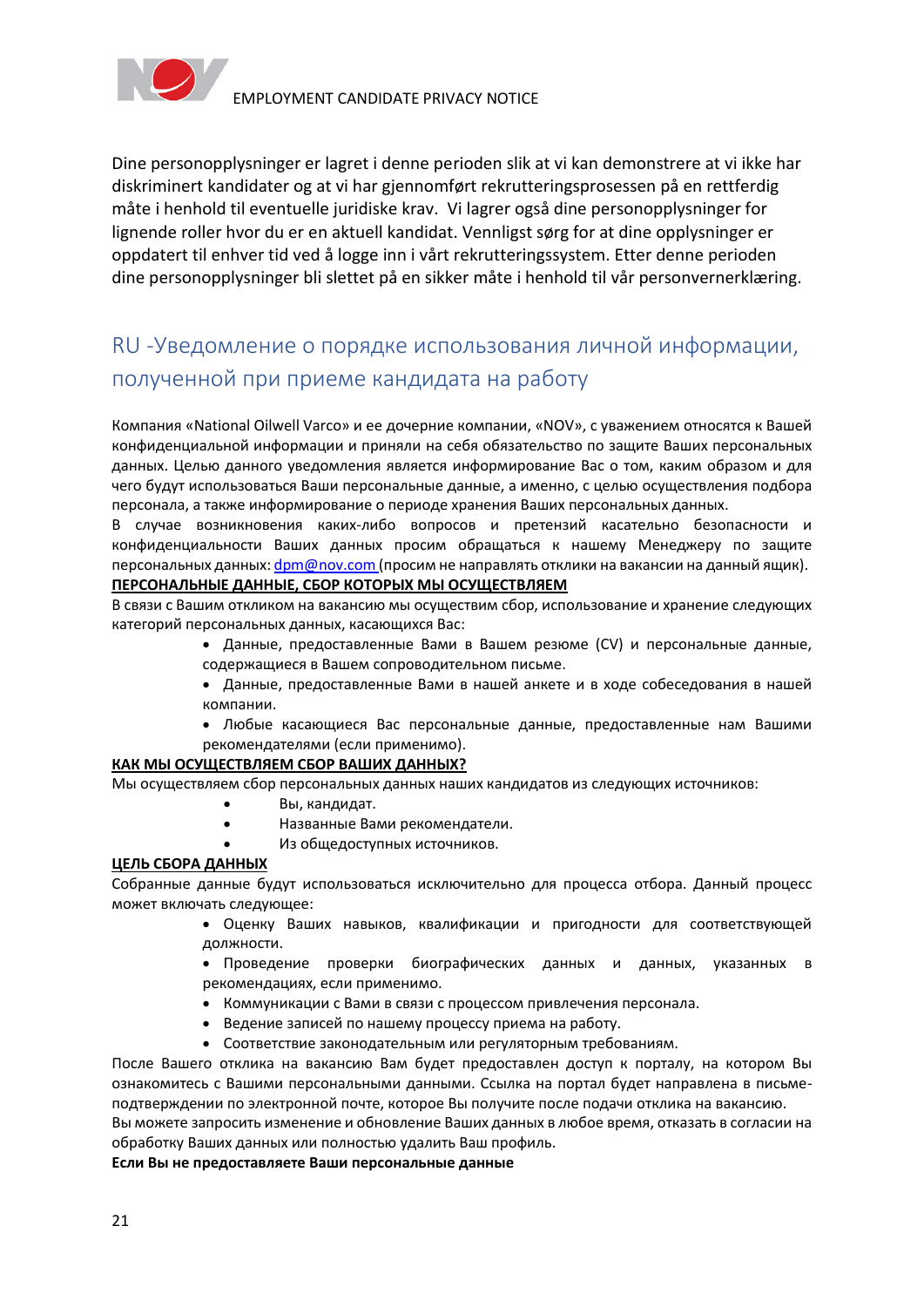Dine personopplysninger er lagret i denne perioden slik at vi kan demonstrere at vi ikke har diskriminert kandidater og at vi har gjennomført rekrutteringsprosessen på en rettferdig måte i henhold til eventuelle juridiske krav. Vi lagrer også dine personopplysninger for lignende roller hvor du er en aktuell kandidat. Vennligst sørg for at dine opplysninger er oppdatert til enhver tid ved å logge inn i vårt rekrutteringssystem. Etter denne perioden dine personopplysninger bli slettet på en sikker måte i henhold til vår personvernerklæring.

## RU -Уведомление о порядке использования личной информации, полученной при приеме кандидата на работу

Компания «National Oilwell Varco» и ее дочерние компании, «NOV», с уважением относятся к Вашей конфиденциальной информации и приняли на себя обязательство по защите Ваших персональных данных. Целью данного уведомления является информирование Вас о том, каким образом и для чего будут использоваться Ваши персональные данные, а именно, с целью осуществления подбора персонала, а также информирование о периоде хранения Ваших персональных данных.

В случае возникновения каких-либо вопросов и претензий касательно безопасности и конфиденциальности Ваших данных просим обращаться к нашему Менеджеру по защите персональных данных: dpm@nov.com (просим не направлять отклики на вакансии на данный ящик).

**ПЕРСОНАЛЬНЫЕ ДАННЫЕ, СБОР КОТОРЫХ МЫ ОСУЩЕСТВЛЯЕМ**

В связи с Вашим откликом на вакансию мы осуществим сбор, использование и хранение следующих категорий персональных данных, касающихся Вас:

- Данные, предоставленные Вами в Вашем резюме (CV) и персональные данные, содержащиеся в Вашем сопроводительном письме.
- Данные, предоставленные Вами в нашей анкете и в ходе собеседования в нашей компании.
- Любые касающиеся Вас персональные данные, предоставленные нам Вашими рекомендателями (если применимо).

**КАК МЫ ОСУЩЕСТВЛЯЕМ СБОР ВАШИХ ДАННЫХ?**

Мы осуществляем сбор персональных данных наших кандидатов из следующих источников:

- Вы, кандидат.
- Названные Вами рекомендатели.
- Из общедоступных источников.

**ЦЕЛЬ СБОРА ДАННЫХ**

Собранные данные будут использоваться исключительно для процесса отбора. Данный процесс может включать следующее:

- Оценку Ваших навыков, квалификации и пригодности для соответствующей должности.
- Проведение проверки биографических данных и данных, указанных в рекомендациях, если применимо.
- Коммуникации с Вами в связи с процессом привлечения персонала.
- Ведение записей по нашему процессу приема на работу.
- Соответствие законодательным или регуляторным требованиям.

После Вашего отклика на вакансию Вам будет предоставлен доступ к порталу, на котором Вы ознакомитесь с Вашими персональными данными. Ссылка на портал будет направлена в письме-подтверждении по электронной почте, которое Вы получите после подачи отклика на вакансию.

Вы можете запросить изменение и обновление Ваших данных в любое время, отказать в согласии на обработку Ваших данных или полностью удалить Ваш профиль.

**Если Вы не предоставляете Ваши персональные данные**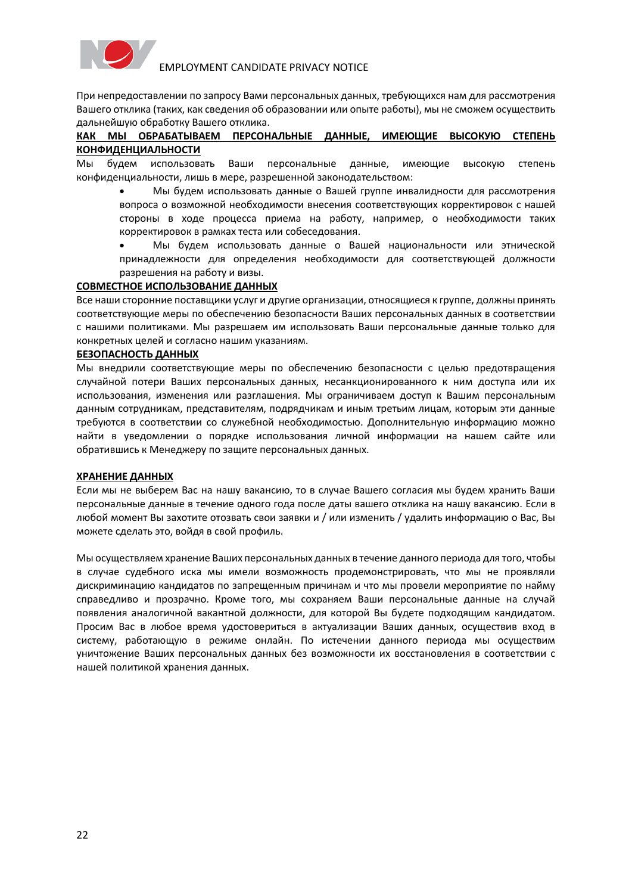При непредоставлении по запросу Вами персональных данных, требующихся нам для рассмотрения Вашего отклика (таких, как сведения об образовании или опыте работы), мы не сможем осуществить дальнейшую обработку Вашего отклика.

**КАК МЫ ОБРАБАТЫВАЕМ ПЕРСОНАЛЬНЫЕ ДАННЫЕ, ИМЕЮЩИЕ ВЫСОКУЮ СТЕПЕНЬ КОНФИДЕНЦИАЛЬНОСТИ**

Мы будем использовать Ваши персональные данные, имеющие высокую степень конфиденциальности, лишь в мере, разрешенной законодательством:

- Мы будем использовать данные о Вашей группе инвалидности для рассмотрения вопроса о возможной необходимости внесения соответствующих корректировок с нашей стороны в ходе процесса приема на работу, например, о необходимости таких корректировок в рамках теста или собеседования.
- Мы будем использовать данные о Вашей национальности или этнической принадлежности для определения необходимости для соответствующей должности разрешения на работу и визы.

**СОВМЕСТНОЕ ИСПОЛЬЗОВАНИЕ ДАННЫХ**

Все наши сторонние поставщики услуг и другие организации, относящиеся к группе, должны принять соответствующие меры по обеспечению безопасности Ваших персональных данных в соответствии с нашими политиками. Мы разрешаем им использовать Ваши персональные данные только для конкретных целей и согласно нашим указаниям.

**БЕЗОПАСНОСТЬ ДАННЫХ**

Мы внедрили соответствующие меры по обеспечению безопасности с целью предотвращения случайной потери Ваших персональных данных, несанкционированного к ним доступа или их использования, изменения или разглашения. Мы ограничиваем доступ к Вашим персональным данным сотрудникам, представителям, подрядчикам и иным третьим лицам, которым эти данные требуются в соответствии со служебной необходимостью. Дополнительную информацию можно найти в уведомлении о порядке использования личной информации на нашем сайте или обратившись к Менеджеру по защите персональных данных.

**ХРАНЕНИЕ ДАННЫХ**

Если мы не выберем Вас на нашу вакансию, то в случае Вашего согласия мы будем хранить Ваши персональные данные в течение одного года после даты вашего отклика на нашу вакансию. Если в любой момент Вы захотите отозвать свои заявки и / или изменить / удалить информацию о Вас, Вы можете сделать это, войдя в свой профиль.

Мы осуществляем хранение Ваших персональных данных в течение данного периода для того, чтобы в случае судебного иска мы имели возможность продемонстрировать, что мы не проявляли дискриминацию кандидатов по запрещенным причинам и что мы провели мероприятие по найму справедливо и прозрачно. Кроме того, мы сохраняем Ваши персональные данные на случай появления аналогичной вакантной должности, для которой Вы будете подходящим кандидатом. Просим Вас в любое время удостовериться в актуализации Ваших данных, осуществив вход в систему, работающую в режиме онлайн. По истечении данного периода мы осуществим уничтожение Ваших персональных данных без возможности их восстановления в соответствии с нашей политикой хранения данных.